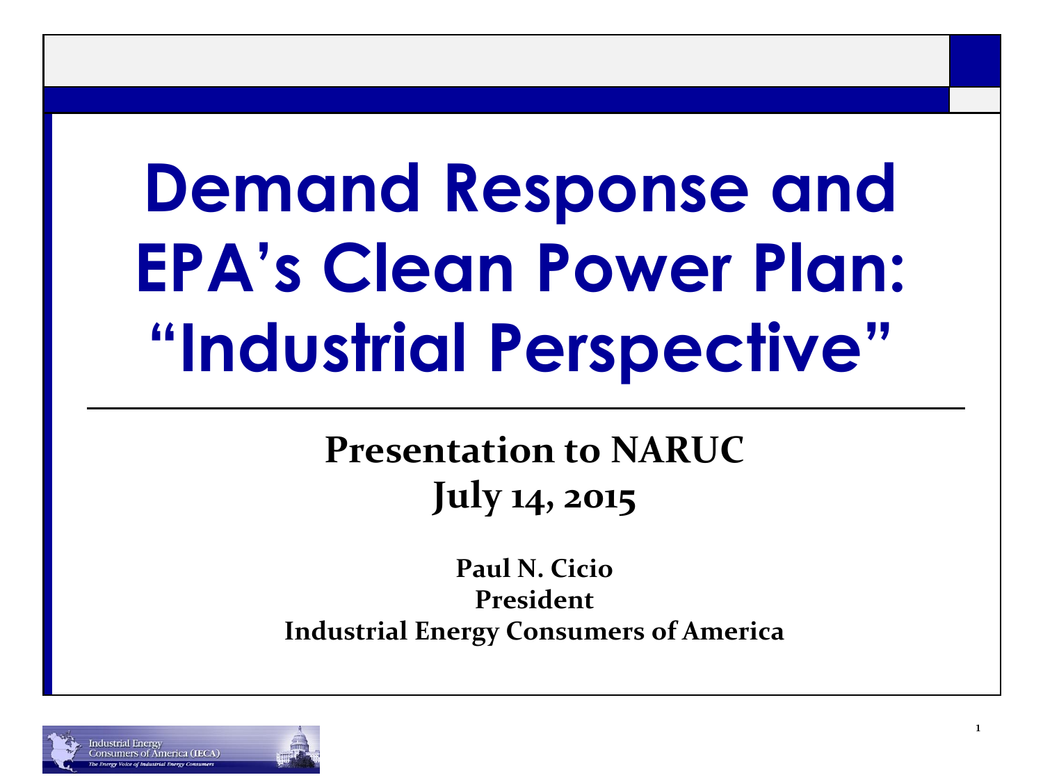# Demand Response and EPA's Clean Power Plan: "Industrial Perspective"

**Presentation to NARUC**
**July 14, 2015**

**Paul N. Cicio**
**President**
**Industrial Energy Consumers of America**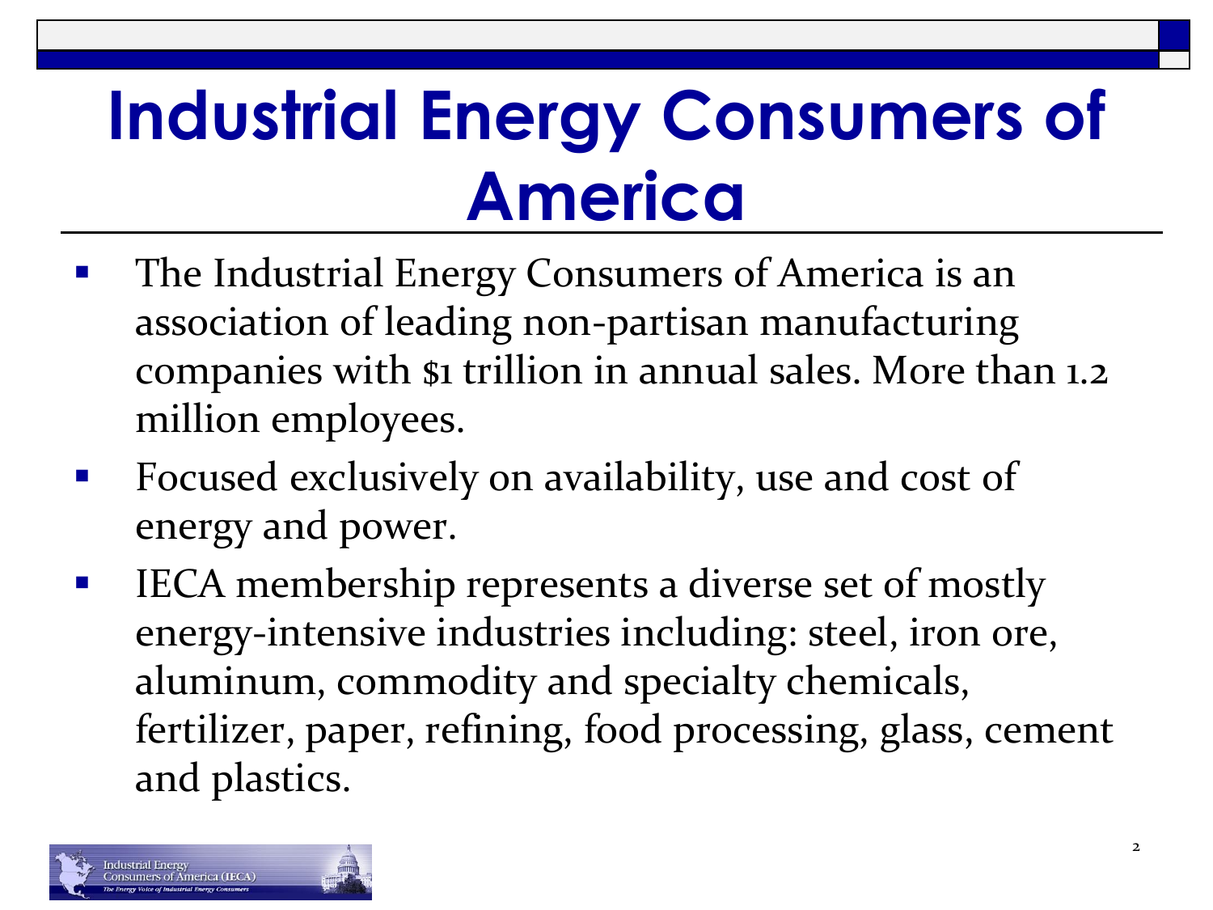# Industrial Energy Consumers of America

- The Industrial Energy Consumers of America is an association of leading non-partisan manufacturing companies with $1 trillion in annual sales. More than 1.2 million employees.
- Focused exclusively on availability, use and cost of energy and power.
- IECA membership represents a diverse set of mostly energy-intensive industries including: steel, iron ore, aluminum, commodity and specialty chemicals, fertilizer, paper, refining, food processing, glass, cement and plastics.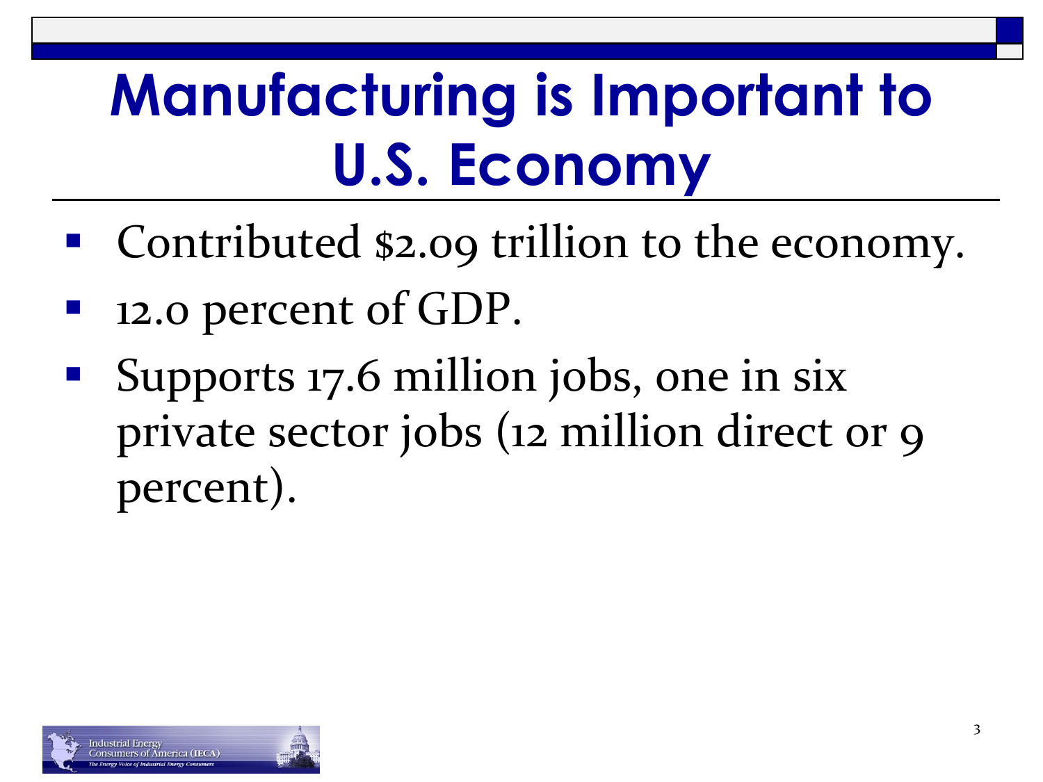# Manufacturing is Important to U.S. Economy

- Contributed $2.09 trillion to the economy.
- 12.0 percent of GDP.
- Supports 17.6 million jobs, one in six private sector jobs (12 million direct or 9 percent).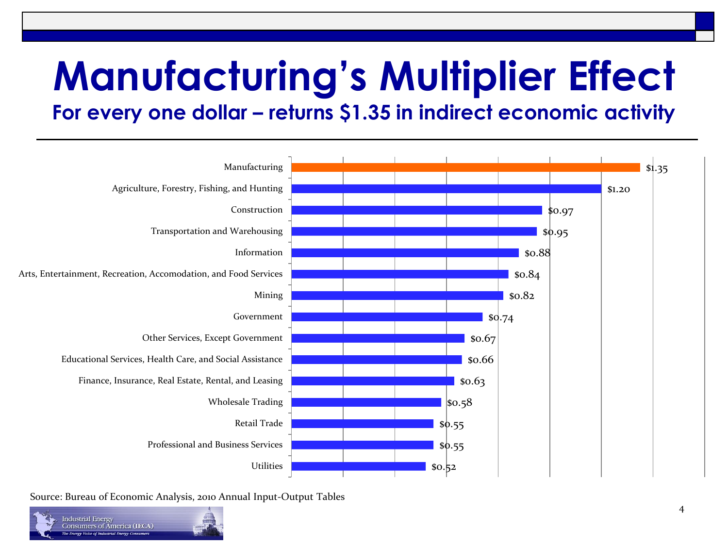# Manufacturing's Multiplier Effect

## For every one dollar – returns $1.35 in indirect economic activity

| Industry | Multiplier |
|---|---|
| Manufacturing | $1.35 |
| Agriculture, Forestry, Fishing, and Hunting | $1.20 |
| Construction | $0.97 |
| Transportation and Warehousing | $0.95 |
| Information | $0.88 |
| Arts, Entertainment, Recreation, Accomodation, and Food Services | $0.84 |
| Mining | $0.82 |
| Government | $0.74 |
| Other Services, Except Government | $0.67 |
| Educational Services, Health Care, and Social Assistance | $0.66 |
| Finance, Insurance, Real Estate, Rental, and Leasing | $0.63 |
| Wholesale Trading | $0.58 |
| Retail Trade | $0.55 |
| Professional and Business Services | $0.55 |
| Utilities | $0.52 |

Source: Bureau of Economic Analysis, 2010 Annual Input-Output Tables

Industrial Energy Consumers of America (IECA)
*The Energy Voice of Industrial Energy Consumers*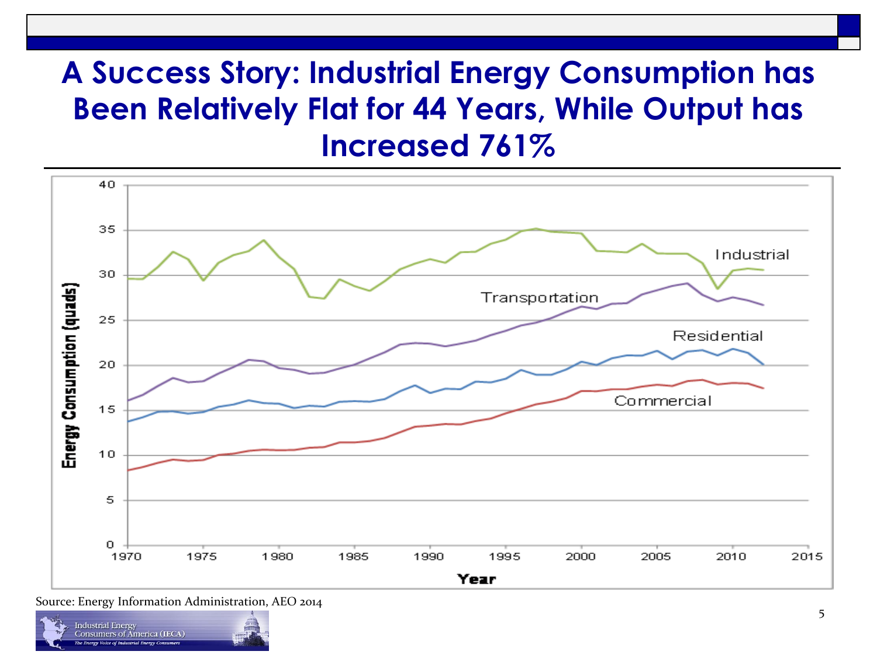# A Success Story: Industrial Energy Consumption has Been Relatively Flat for 44 Years, While Output has Increased 761%

Source: Energy Information Administration, AEO 2014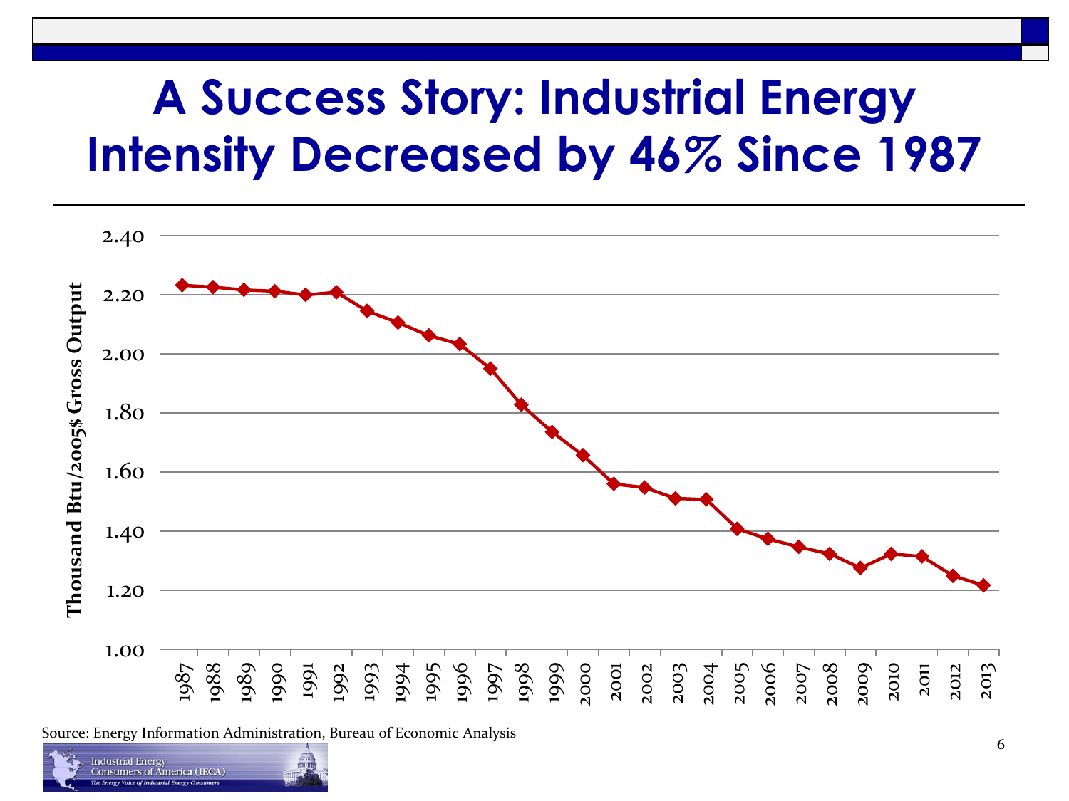# A Success Story: Industrial Energy Intensity Decreased by 46% Since 1987

| Year | Thousand Btu/2005$ Gross Output |
| --- | --- |
| 1987 | 2.23 |
| 1988 | 2.23 |
| 1989 | 2.22 |
| 1990 | 2.21 |
| 1991 | 2.20 |
| 1992 | 2.21 |
| 1993 | 2.15 |
| 1994 | 2.11 |
| 1995 | 2.06 |
| 1996 | 2.03 |
| 1997 | 1.95 |
| 1998 | 1.83 |
| 1999 | 1.74 |
| 2000 | 1.66 |
| 2001 | 1.56 |
| 2002 | 1.55 |
| 2003 | 1.51 |
| 2004 | 1.51 |
| 2005 | 1.41 |
| 2006 | 1.38 |
| 2007 | 1.35 |
| 2008 | 1.32 |
| 2009 | 1.28 |
| 2010 | 1.32 |
| 2011 | 1.32 |
| 2012 | 1.25 |
| 2013 | 1.22 |

Source: Energy Information Administration, Bureau of Economic Analysis

Industrial Energy Consumers of America (IECA)
*The Energy Voice of Industrial Energy Consumers*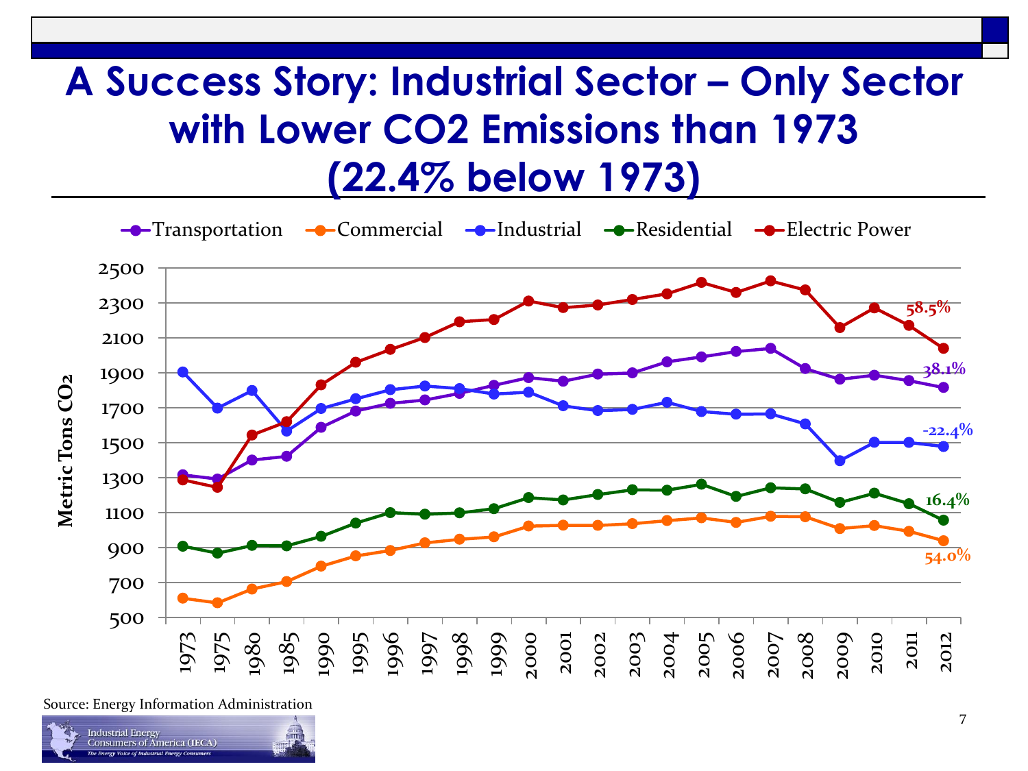# A Success Story: Industrial Sector – Only Sector with Lower CO2 Emissions than 1973 (22.4% below 1973)

Transportation | Commercial | Industrial | Residential | Electric Power

Metric Tons $CO_2$

Electric Power: 58.5%
Transportation: 38.1%
Industrial: -22.4%
Residential: 16.4%
Commercial: 54.0%

Years: 1973, 1975, 1980, 1985, 1990, 1995, 1996, 1997, 1998, 1999, 2000, 2001, 2002, 2003, 2004, 2005, 2006, 2007, 2008, 2009, 2010, 2011, 2012

Source: Energy Information Administration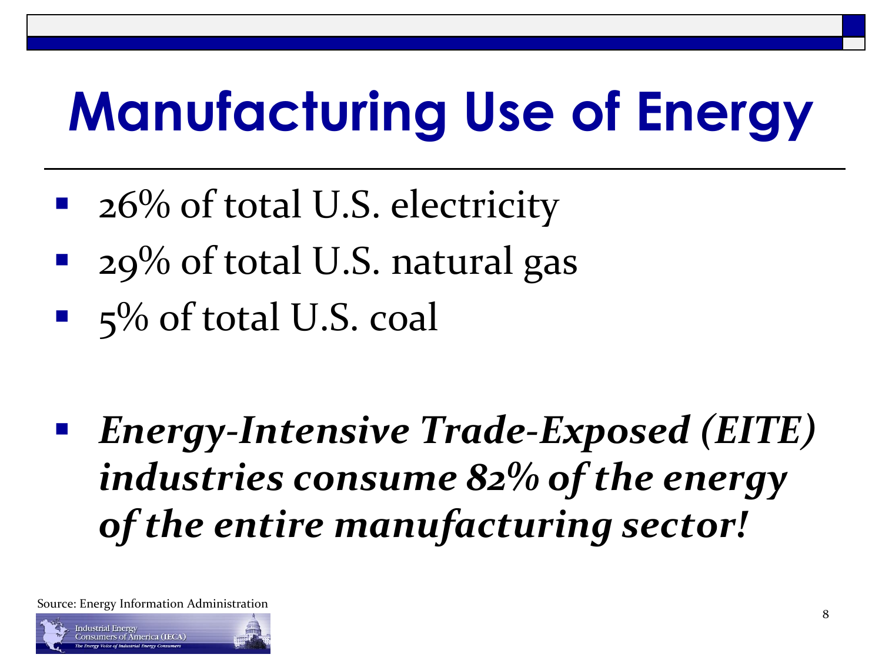# Manufacturing Use of Energy

- 26% of total U.S. electricity
- 29% of total U.S. natural gas
- 5% of total U.S. coal

- ***Energy-Intensive Trade-Exposed (EITE) industries consume 82% of the energy of the entire manufacturing sector!***

Source: Energy Information Administration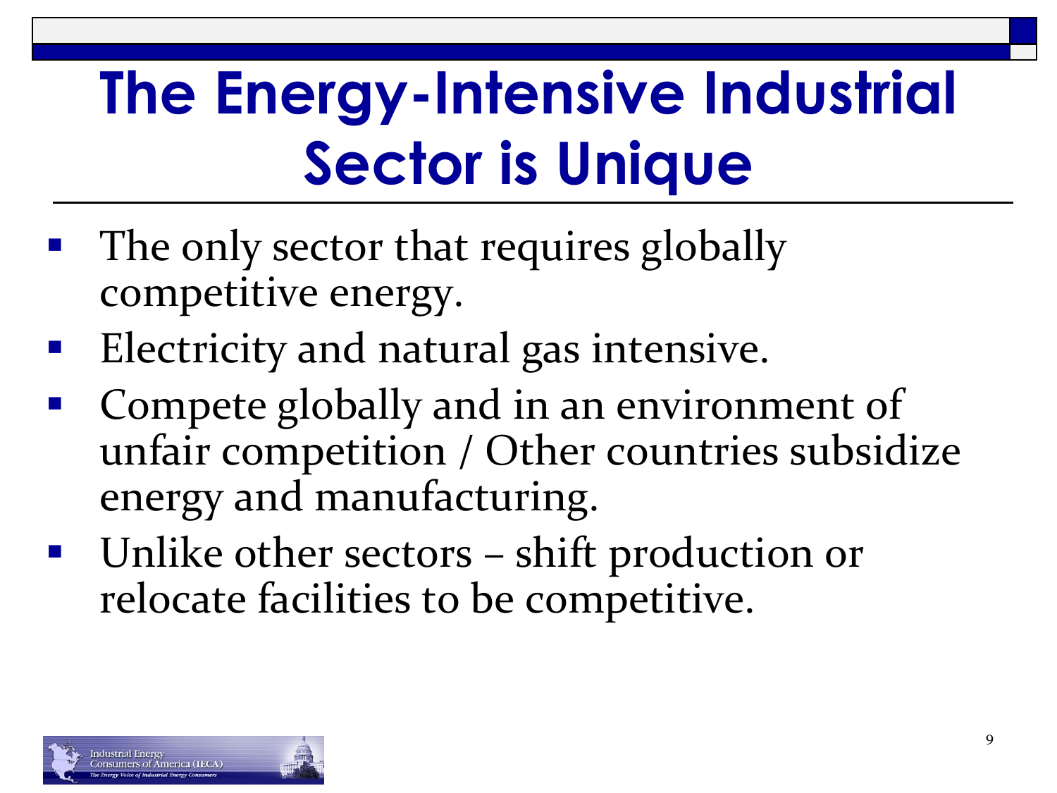# The Energy-Intensive Industrial Sector is Unique

- The only sector that requires globally competitive energy.
- Electricity and natural gas intensive.
- Compete globally and in an environment of unfair competition / Other countries subsidize energy and manufacturing.
- Unlike other sectors – shift production or relocate facilities to be competitive.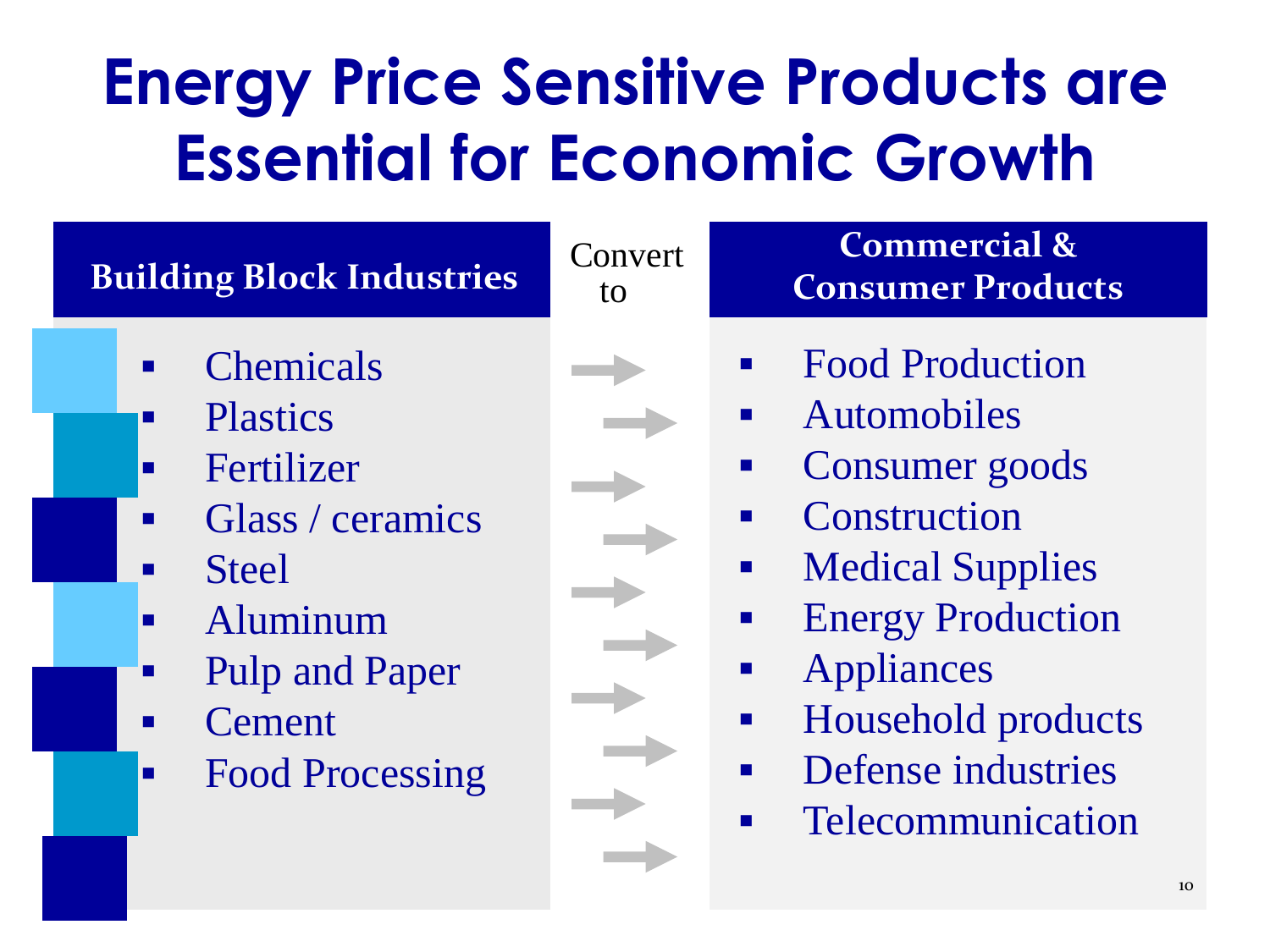# Energy Price Sensitive Products are Essential for Economic Growth

| Building Block Industries | Convert to | Commercial & Consumer Products |
| --- | --- | --- |
| Chemicals | → | Food Production |
| Plastics | → | Automobiles |
| Fertilizer | → | Consumer goods |
| Glass / ceramics | → | Construction |
| Steel | → | Medical Supplies |
| Aluminum | → | Energy Production |
| Pulp and Paper | → | Appliances |
| Cement | → | Household products |
| Food Processing | → | Defense industries |
| | → | Telecommunication |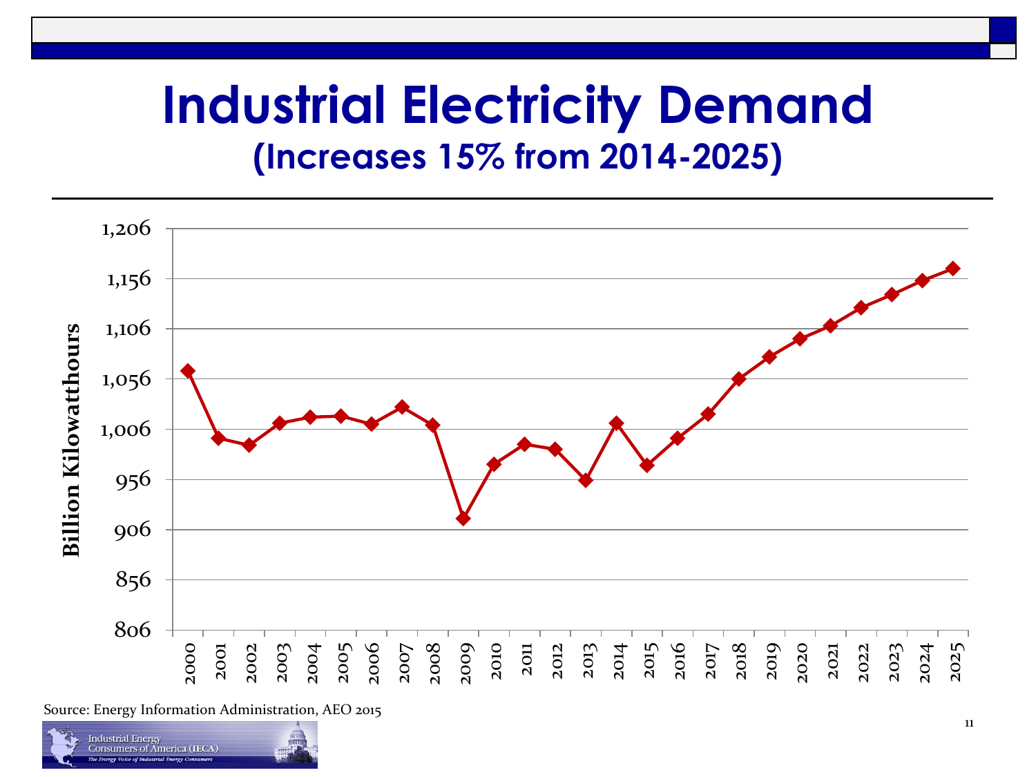# Industrial Electricity Demand

## (Increases 15% from 2014-2025)

Source: Energy Information Administration, AEO 2015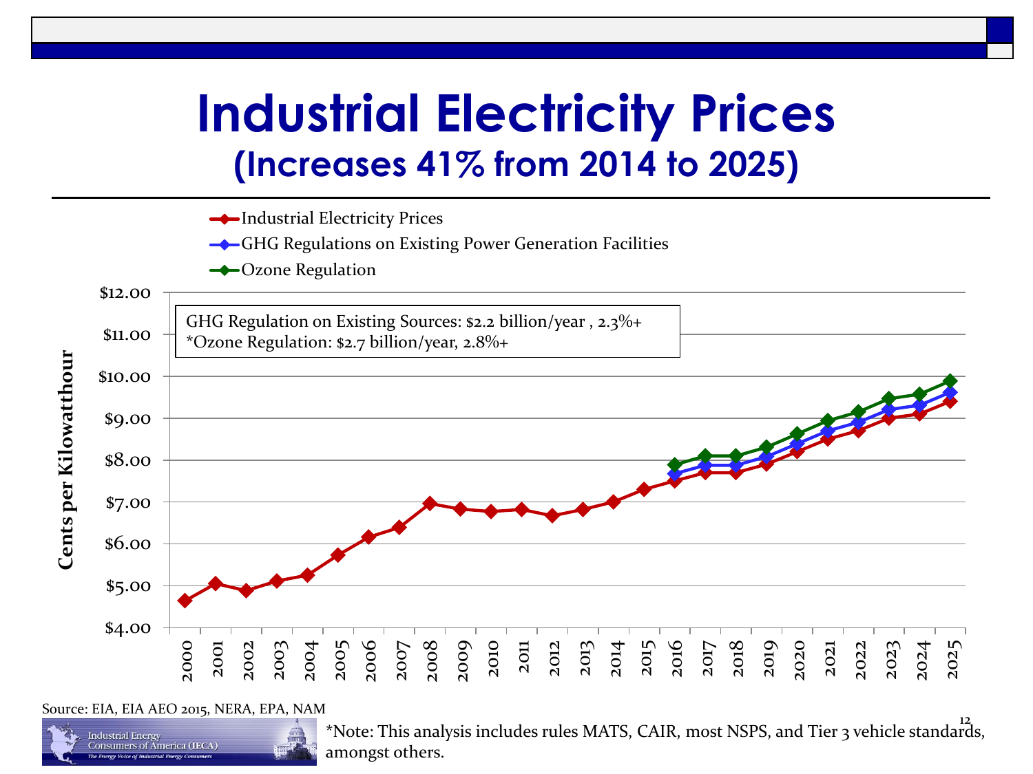# Industrial Electricity Prices

## (Increases 41% from 2014 to 2025)

- Industrial Electricity Prices
- GHG Regulations on Existing Power Generation Facilities
- Ozone Regulation

GHG Regulation on Existing Sources: $2.2 billion/year , 2.3%+
*Ozone Regulation: $2.7 billion/year, 2.8%+

Cents per Kilowatthour

$12.00, $11.00, $10.00, $9.00, $8.00, $7.00, $6.00, $5.00, $4.00

2000, 2001, 2002, 2003, 2004, 2005, 2006, 2007, 2008, 2009, 2010, 2011, 2012, 2013, 2014, 2015, 2016, 2017, 2018, 2019, 2020, 2021, 2022, 2023, 2024, 2025

Source: EIA, EIA AEO 2015, NERA, EPA, NAM

Industrial Energy Consumers of America (IECA)
*The Energy Voice of Industrial Energy Consumers*

*Note: This analysis includes rules MATS, CAIR, most NSPS, and Tier 3 vehicle standards, amongst others.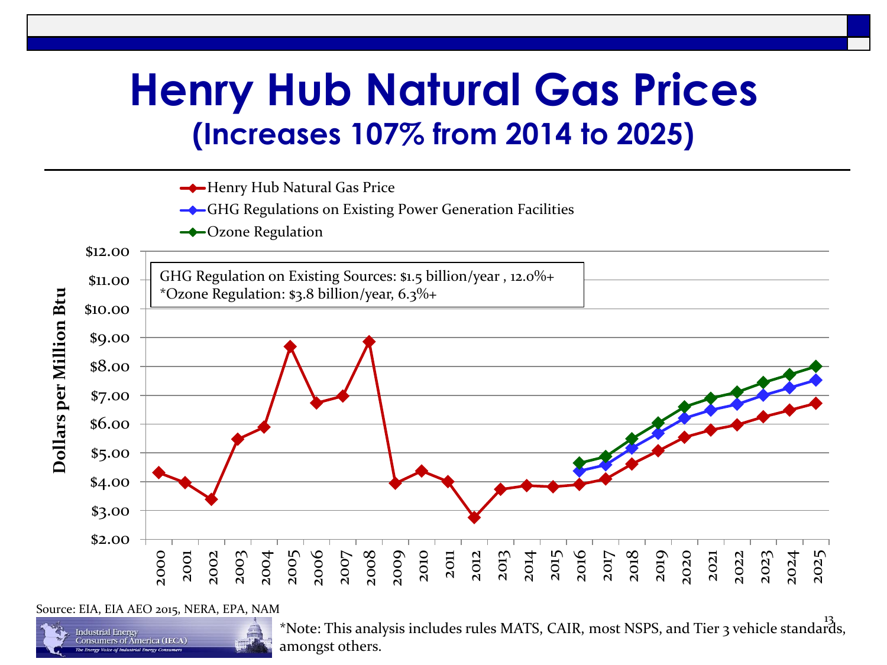# Henry Hub Natural Gas Prices

## (Increases 107% from 2014 to 2025)

- Henry Hub Natural Gas Price
- GHG Regulations on Existing Power Generation Facilities
- Ozone Regulation

GHG Regulation on Existing Sources: $1.5 billion/year , 12.0%+
*Ozone Regulation: $3.8 billion/year, 6.3%+

Dollars per Million Btu

$12.00, $11.00, $10.00, $9.00, $8.00, $7.00, $6.00, $5.00, $4.00, $3.00, $2.00

2000, 2001, 2002, 2003, 2004, 2005, 2006, 2007, 2008, 2009, 2010, 2011, 2012, 2013, 2014, 2015, 2016, 2017, 2018, 2019, 2020, 2021, 2022, 2023, 2024, 2025

Source: EIA, EIA AEO 2015, NERA, EPA, NAM

Industrial Energy Consumers of America (IECA)
The Energy Voice of Industrial Energy Consumers

*Note: This analysis includes rules MATS, CAIR, most NSPS, and Tier 3 vehicle standards, amongst others.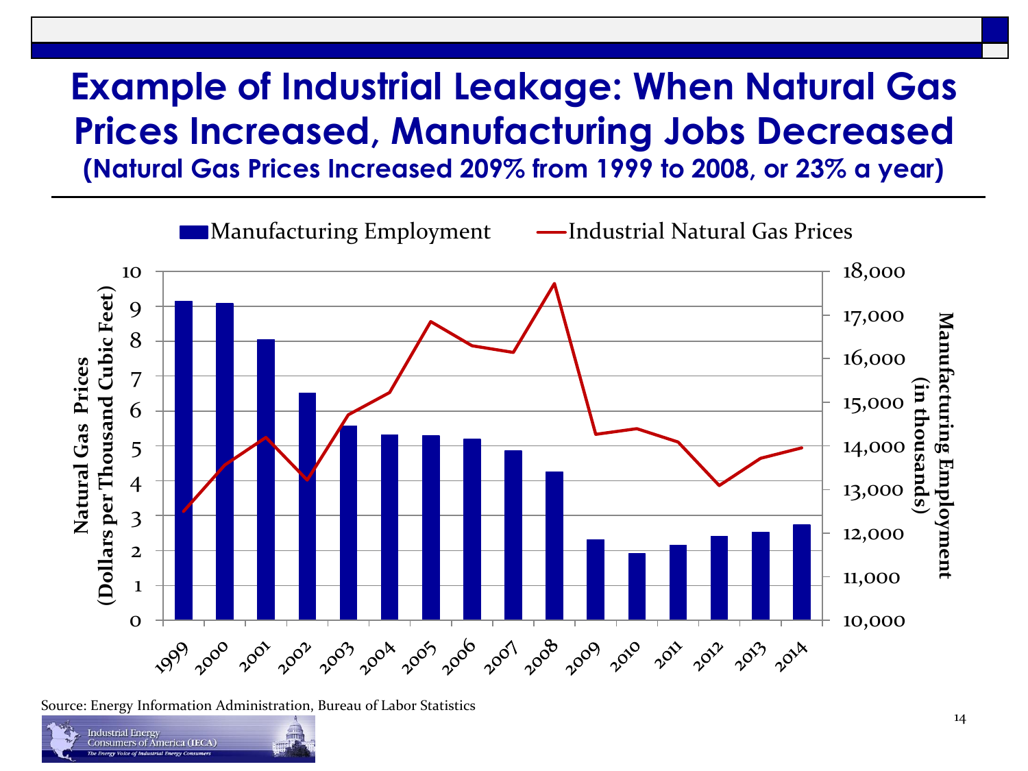# Example of Industrial Leakage: When Natural Gas Prices Increased, Manufacturing Jobs Decreased

## (Natural Gas Prices Increased 209% from 1999 to 2008, or 23% a year)

Source: Energy Information Administration, Bureau of Labor Statistics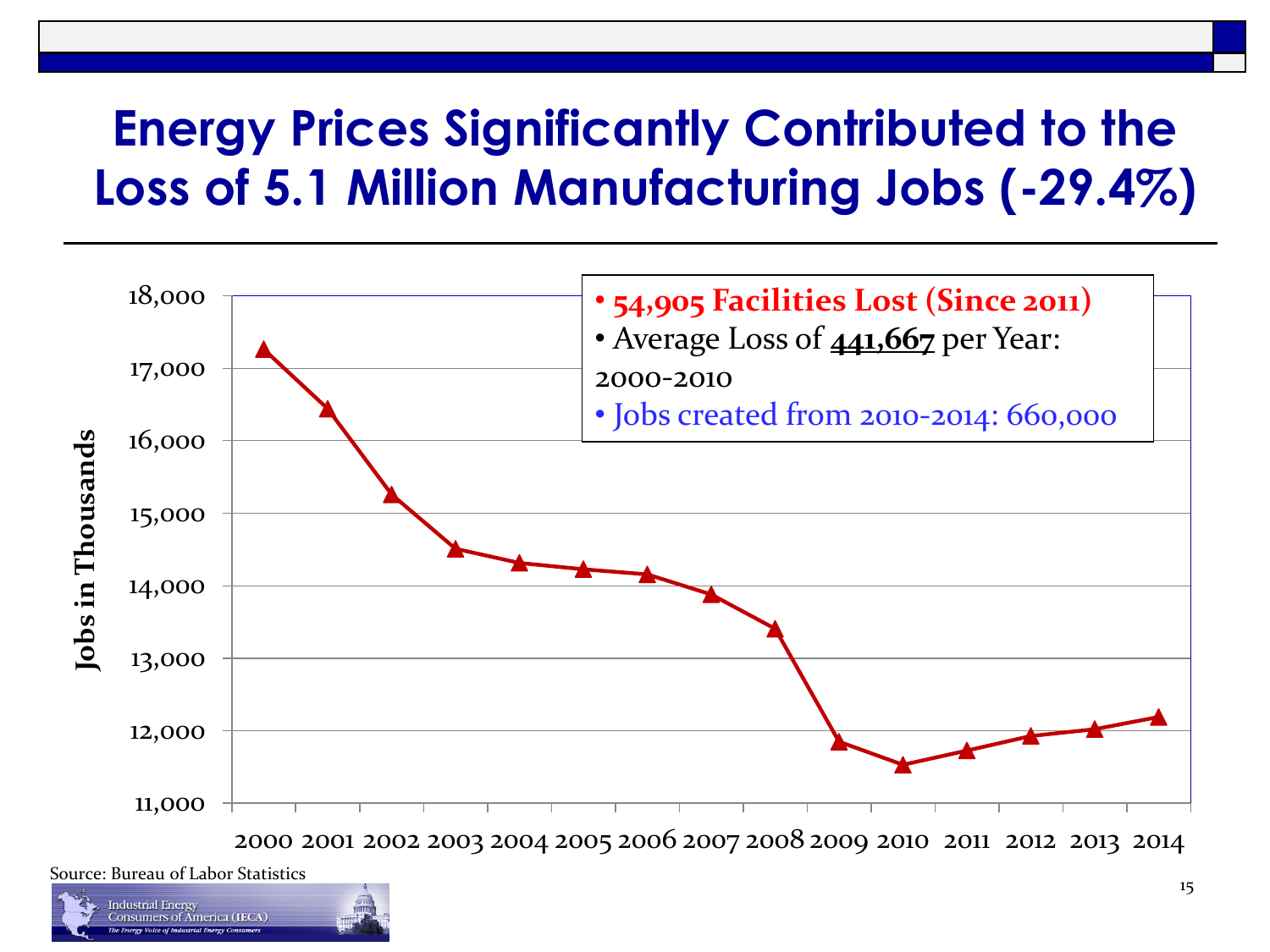# Energy Prices Significantly Contributed to the Loss of 5.1 Million Manufacturing Jobs (-29.4%)

- **54,905 Facilities Lost (Since 2011)**
- Average Loss of **441,667** per Year: 2000-2010
- Jobs created from 2010-2014: 660,000

Jobs in Thousands

| Year | Jobs (thousands, approx.) |
|---|---|
| 2000 | 17,250 |
| 2001 | 16,440 |
| 2002 | 15,250 |
| 2003 | 14,510 |
| 2004 | 14,320 |
| 2005 | 14,230 |
| 2006 | 14,160 |
| 2007 | 13,870 |
| 2008 | 13,410 |
| 2009 | 11,850 |
| 2010 | 11,530 |
| 2011 | 11,730 |
| 2012 | 11,930 |
| 2013 | 12,020 |
| 2014 | 12,190 |

Source: Bureau of Labor Statistics

Industrial Energy Consumers of America (IECA)
*The Energy Voice of Industrial Energy Consumers*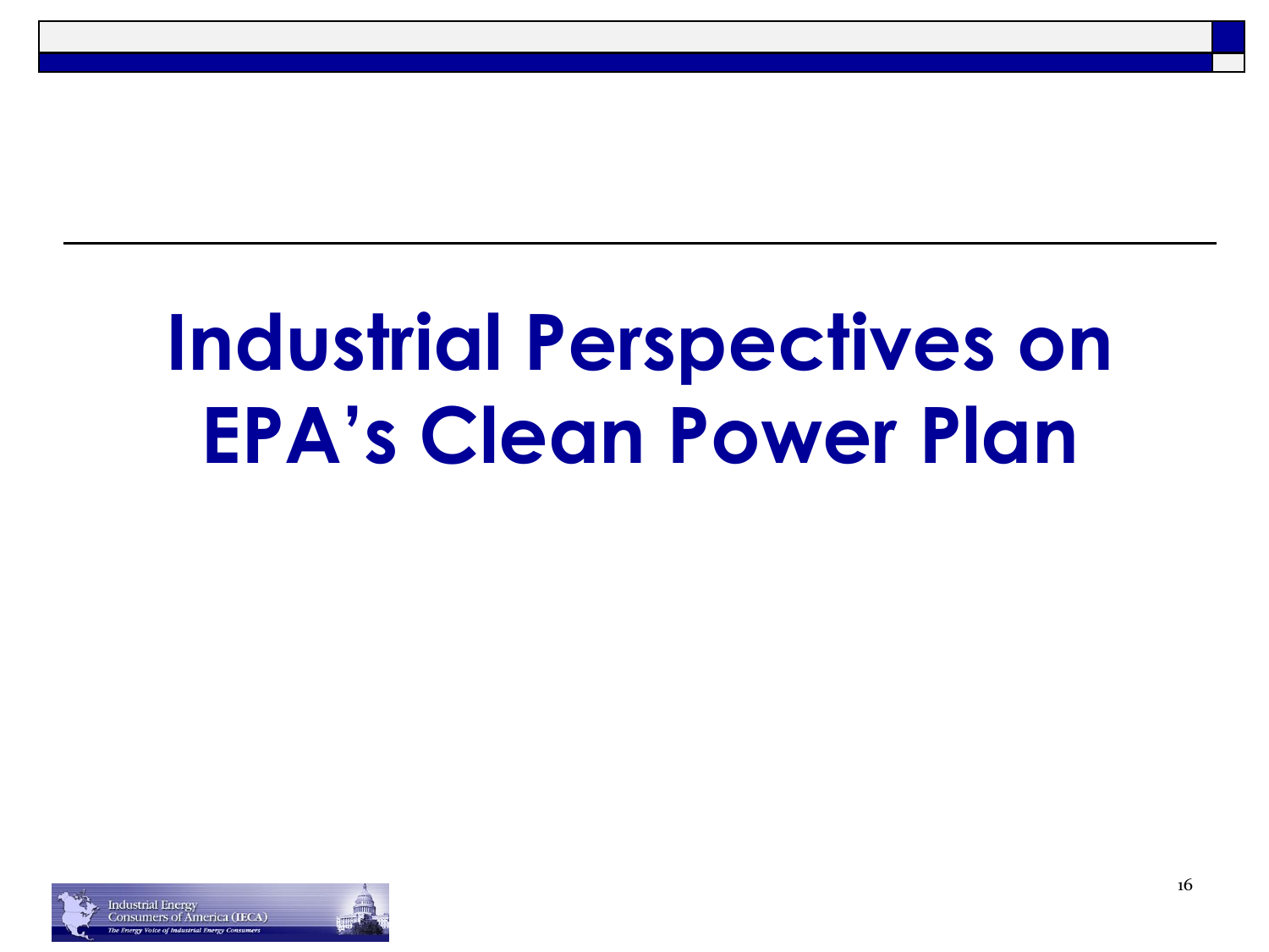# Industrial Perspectives on EPA's Clean Power Plan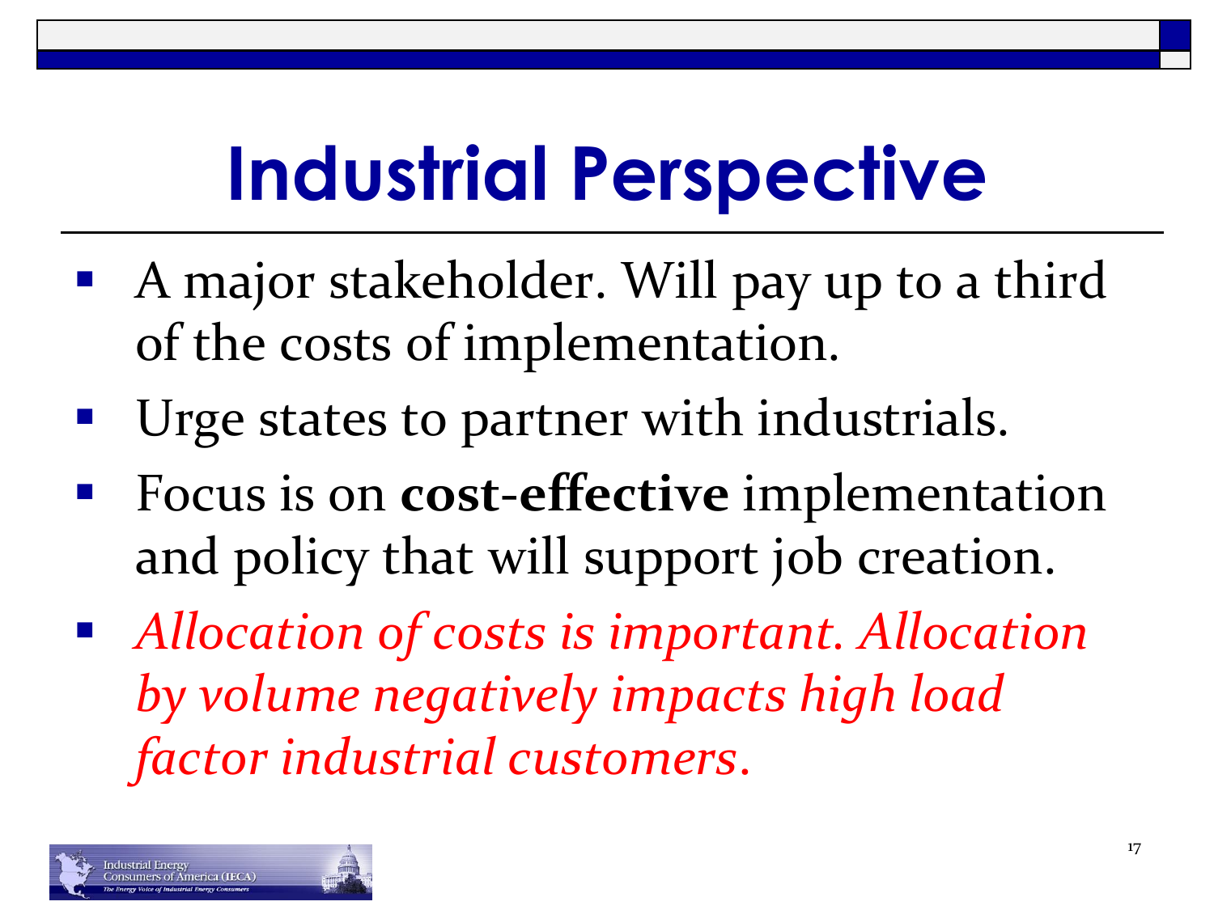# Industrial Perspective

- A major stakeholder. Will pay up to a third of the costs of implementation.
- Urge states to partner with industrials.
- Focus is on **cost-effective** implementation and policy that will support job creation.
- *Allocation of costs is important. Allocation by volume negatively impacts high load factor industrial customers.*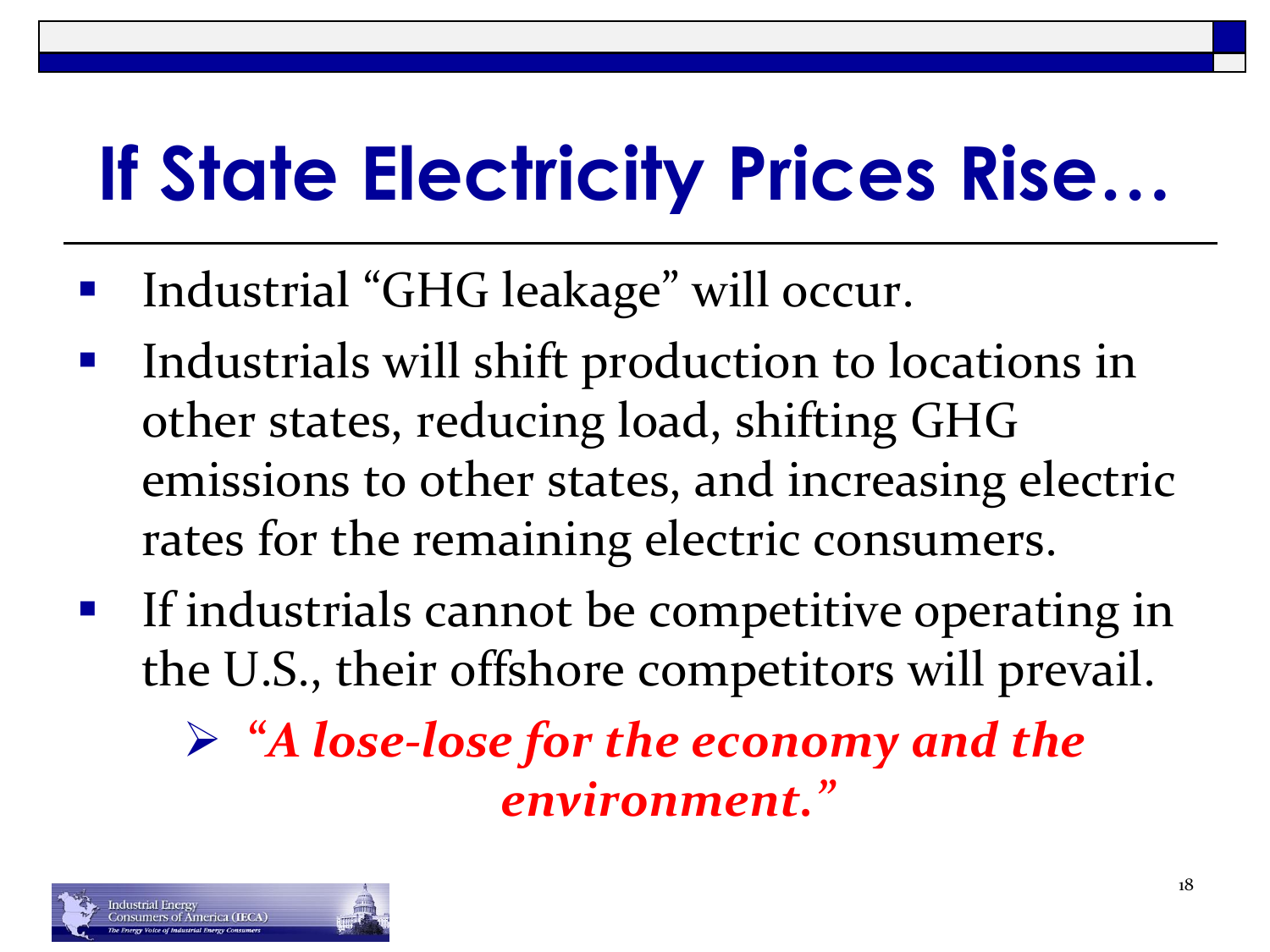# If State Electricity Prices Rise…

- Industrial "GHG leakage" will occur.
- Industrials will shift production to locations in other states, reducing load, shifting GHG emissions to other states, and increasing electric rates for the remaining electric consumers.
- If industrials cannot be competitive operating in the U.S., their offshore competitors will prevail.
  - ***"A lose-lose for the economy and the environment."***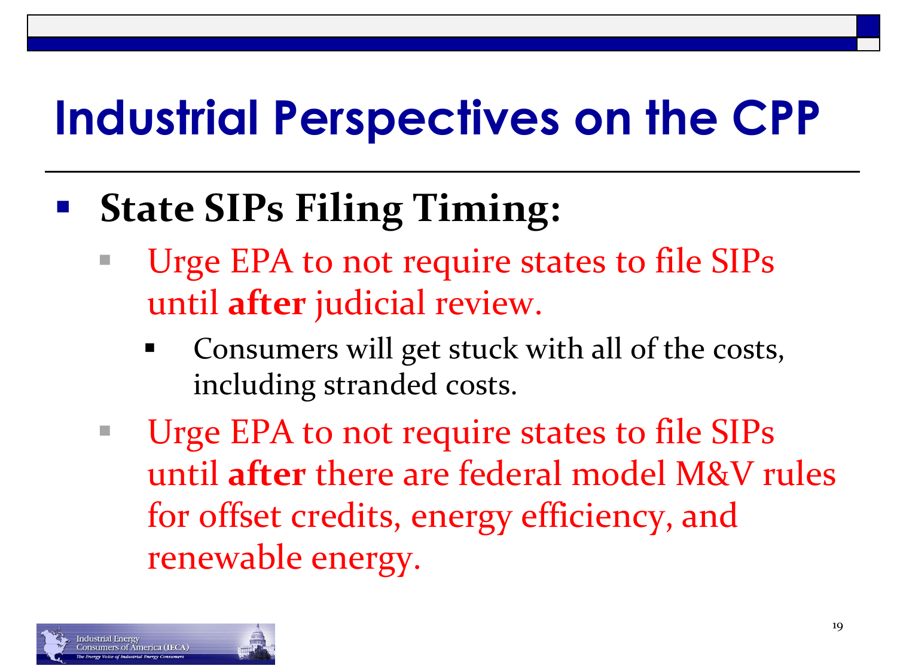# Industrial Perspectives on the CPP

- **State SIPs Filing Timing:**
  - Urge EPA to not require states to file SIPs until **after** judicial review.
    - Consumers will get stuck with all of the costs, including stranded costs.
  - Urge EPA to not require states to file SIPs until **after** there are federal model M&V rules for offset credits, energy efficiency, and renewable energy.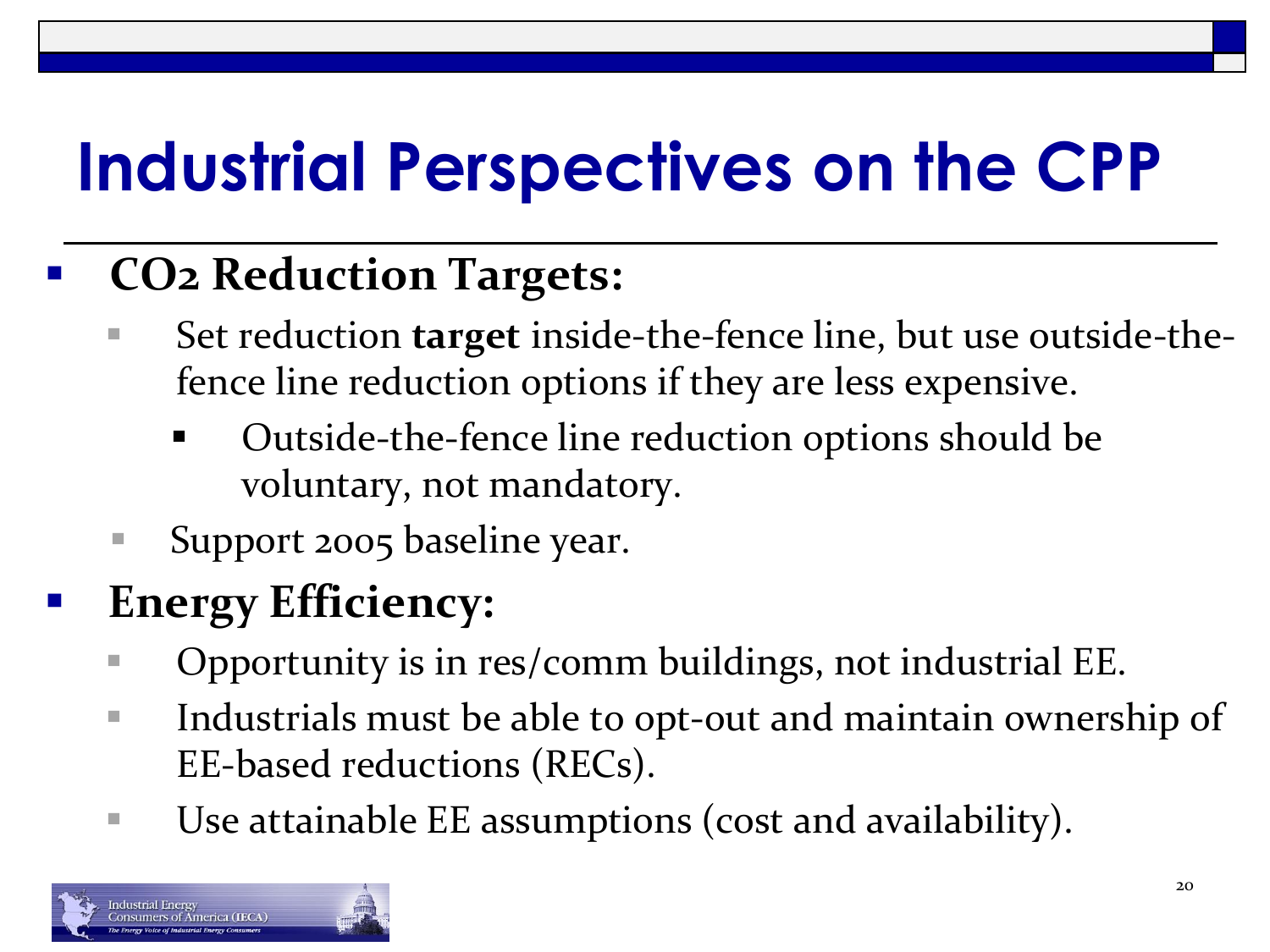# Industrial Perspectives on the CPP

- **$CO_2$ Reduction Targets:**
  - Set reduction **target** inside-the-fence line, but use outside-the-fence line reduction options if they are less expensive.
    - Outside-the-fence line reduction options should be voluntary, not mandatory.
  - Support 2005 baseline year.
- **Energy Efficiency:**
  - Opportunity is in res/comm buildings, not industrial EE.
  - Industrials must be able to opt-out and maintain ownership of EE-based reductions (RECs).
  - Use attainable EE assumptions (cost and availability).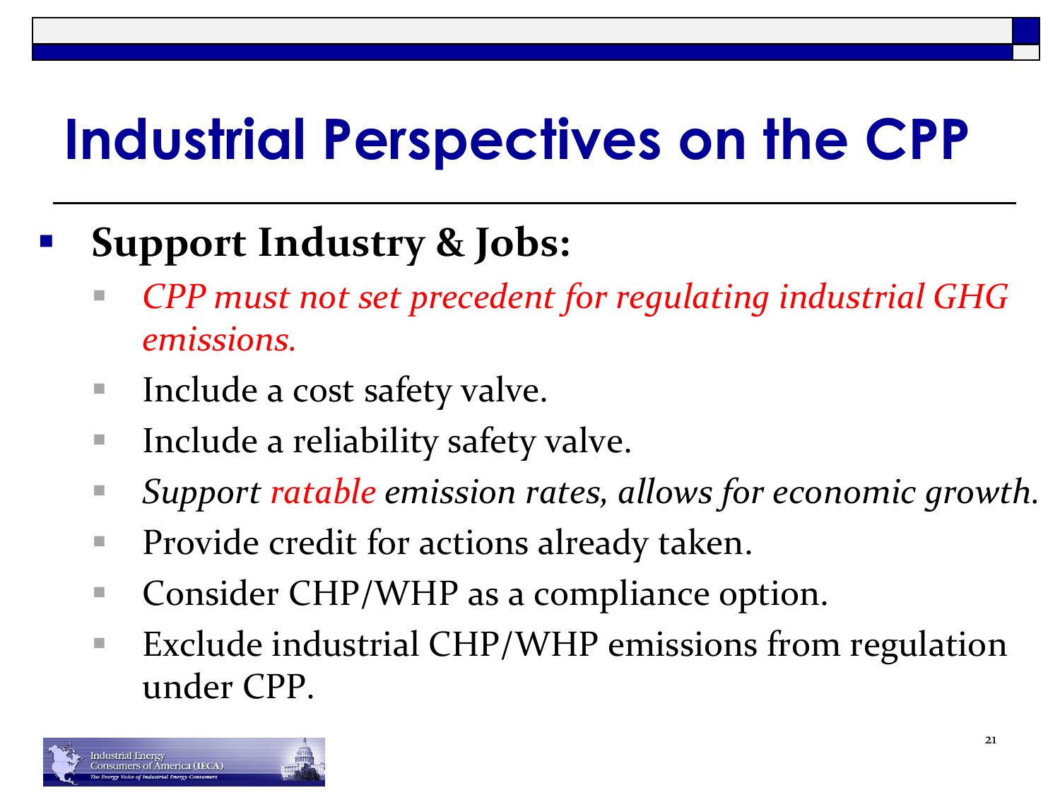# Industrial Perspectives on the CPP

- **Support Industry & Jobs:**
  - *CPP must not set precedent for regulating industrial GHG emissions.*
  - Include a cost safety valve.
  - Include a reliability safety valve.
  - *Support ratable emission rates, allows for economic growth.*
  - Provide credit for actions already taken.
  - Consider CHP/WHP as a compliance option.
  - Exclude industrial CHP/WHP emissions from regulation under CPP.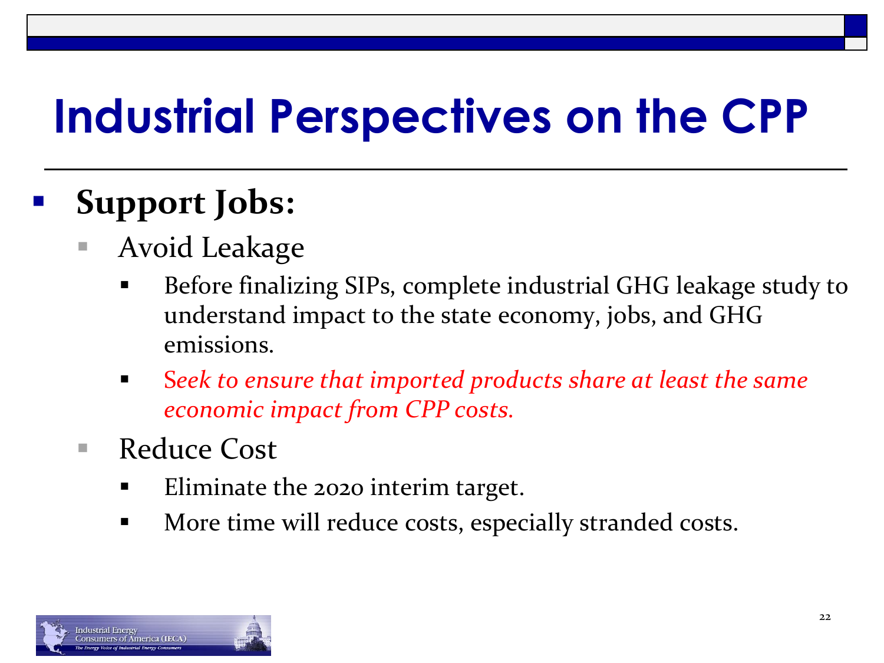# Industrial Perspectives on the CPP

- **Support Jobs:**
  - Avoid Leakage
    - Before finalizing SIPs, complete industrial GHG leakage study to understand impact to the state economy, jobs, and GHG emissions.
    - *Seek to ensure that imported products share at least the same economic impact from CPP costs.*
  - Reduce Cost
    - Eliminate the 2020 interim target.
    - More time will reduce costs, especially stranded costs.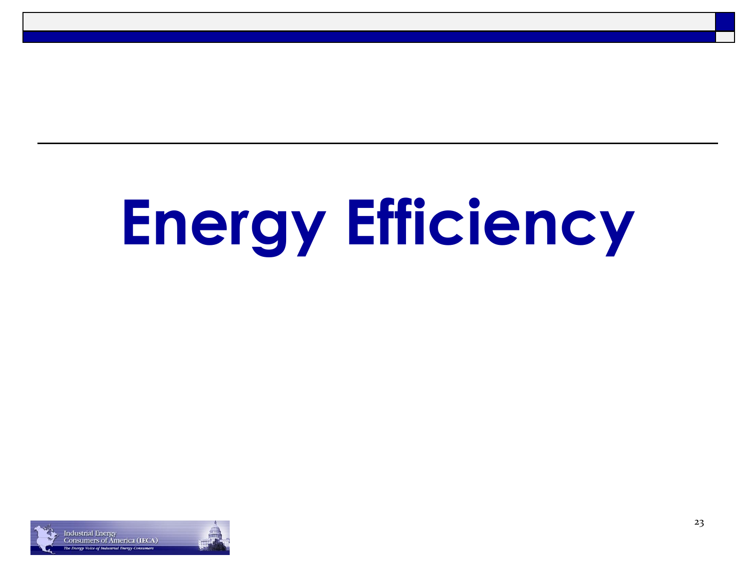# Energy Efficiency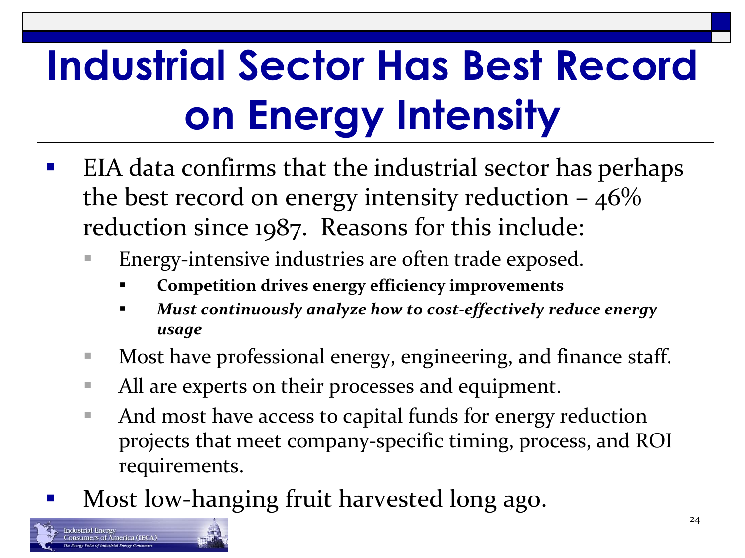# Industrial Sector Has Best Record on Energy Intensity

- EIA data confirms that the industrial sector has perhaps the best record on energy intensity reduction – 46% reduction since 1987. Reasons for this include:
  - Energy-intensive industries are often trade exposed.
    - **Competition drives energy efficiency improvements**
    - ***Must continuously analyze how to cost-effectively reduce energy usage***
  - Most have professional energy, engineering, and finance staff.
  - All are experts on their processes and equipment.
  - And most have access to capital funds for energy reduction projects that meet company-specific timing, process, and ROI requirements.
- Most low-hanging fruit harvested long ago.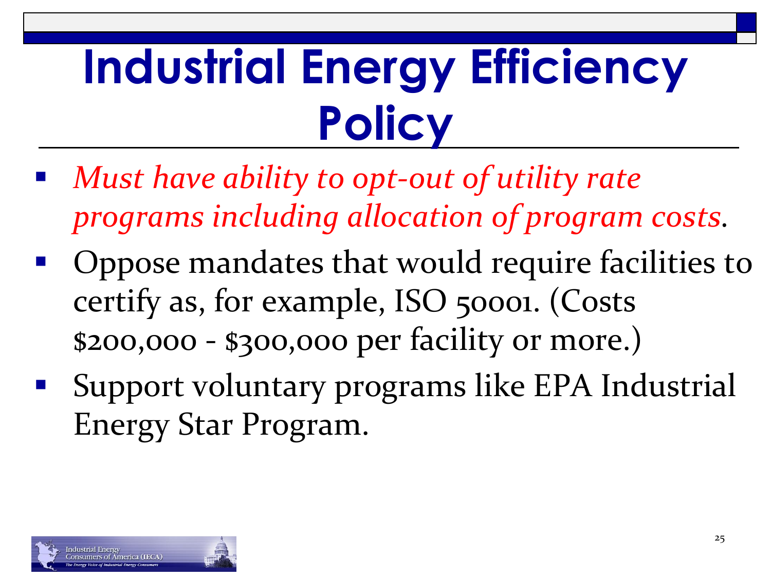# Industrial Energy Efficiency Policy

- *Must have ability to opt-out of utility rate programs including allocation of program costs*.
- Oppose mandates that would require facilities to certify as, for example, ISO 50001. (Costs $200,000 - $300,000 per facility or more.)
- Support voluntary programs like EPA Industrial Energy Star Program.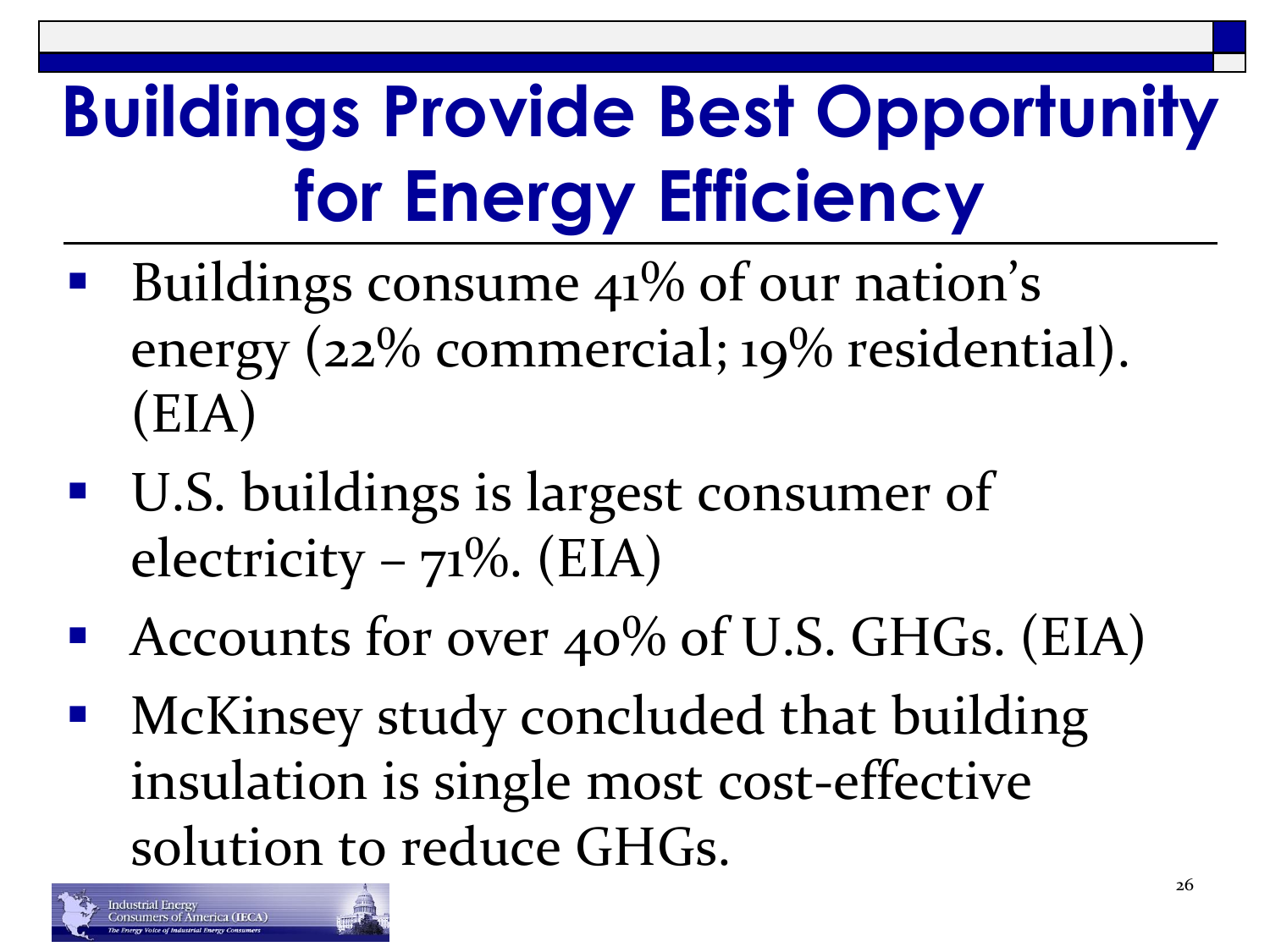# Buildings Provide Best Opportunity for Energy Efficiency

- Buildings consume 41% of our nation's energy (22% commercial; 19% residential). (EIA)
- U.S. buildings is largest consumer of electricity – 71%. (EIA)
- Accounts for over 40% of U.S. GHGs. (EIA)
- McKinsey study concluded that building insulation is single most cost-effective solution to reduce GHGs.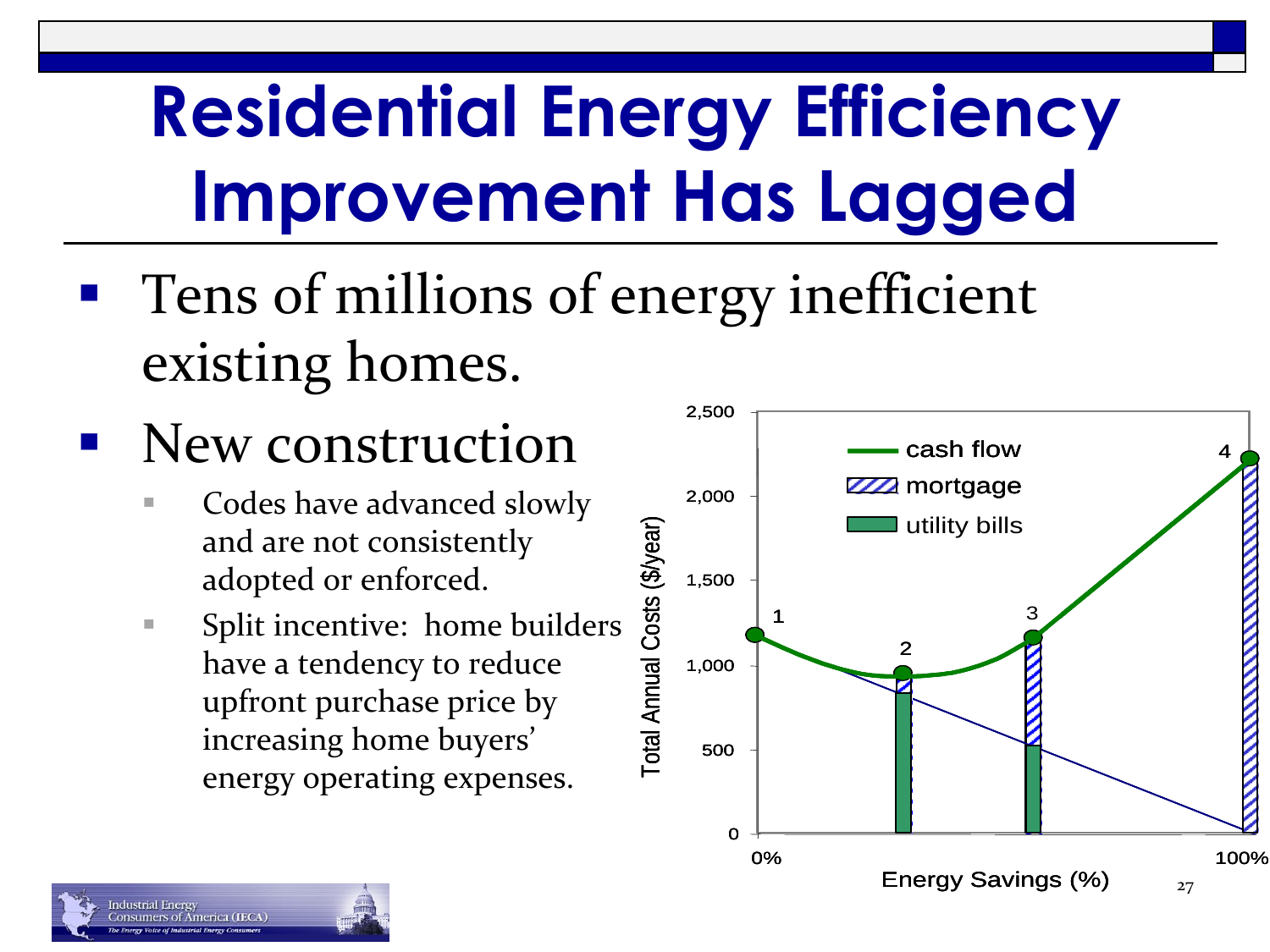# Residential Energy Efficiency Improvement Has Lagged

- Tens of millions of energy inefficient existing homes.
- New construction
  - Codes have advanced slowly and are not consistently adopted or enforced.
  - Split incentive: home builders have a tendency to reduce upfront purchase price by increasing home buyers' energy operating expenses.

Total Annual Costs ($/year)

2,500
2,000
1,500
1,000
500
0

cash flow
mortgage
utility bills

1 2 3 4

0%
100%

Energy Savings (%)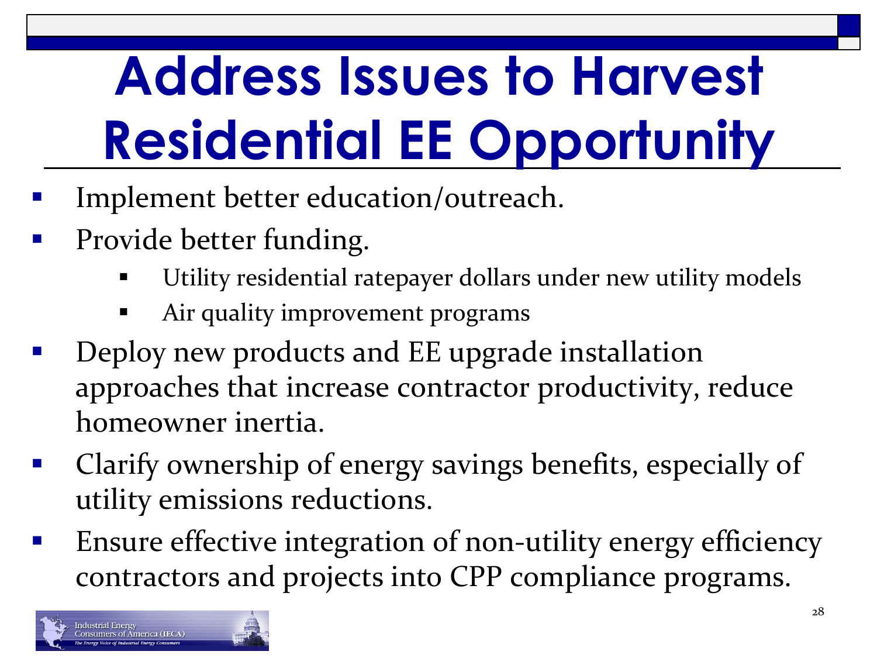# Address Issues to Harvest Residential EE Opportunity

- Implement better education/outreach.
- Provide better funding.
  - Utility residential ratepayer dollars under new utility models
  - Air quality improvement programs
- Deploy new products and EE upgrade installation approaches that increase contractor productivity, reduce homeowner inertia.
- Clarify ownership of energy savings benefits, especially of utility emissions reductions.
- Ensure effective integration of non-utility energy efficiency contractors and projects into CPP compliance programs.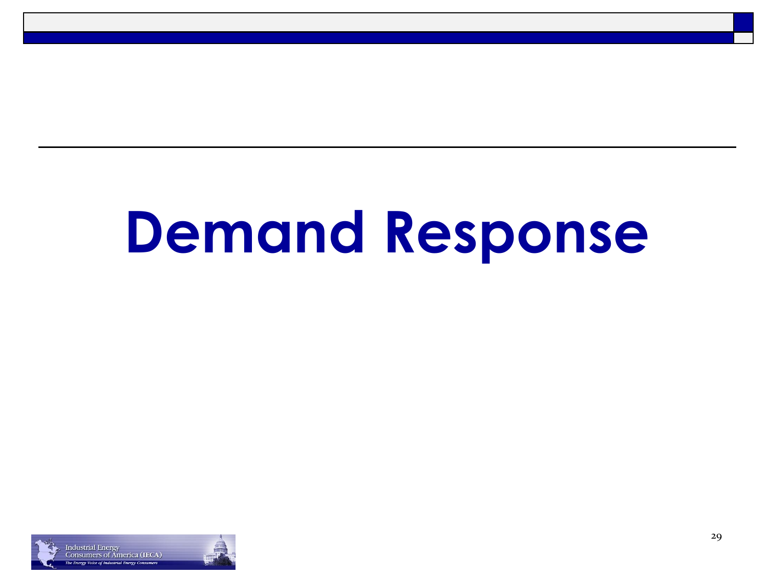# Demand Response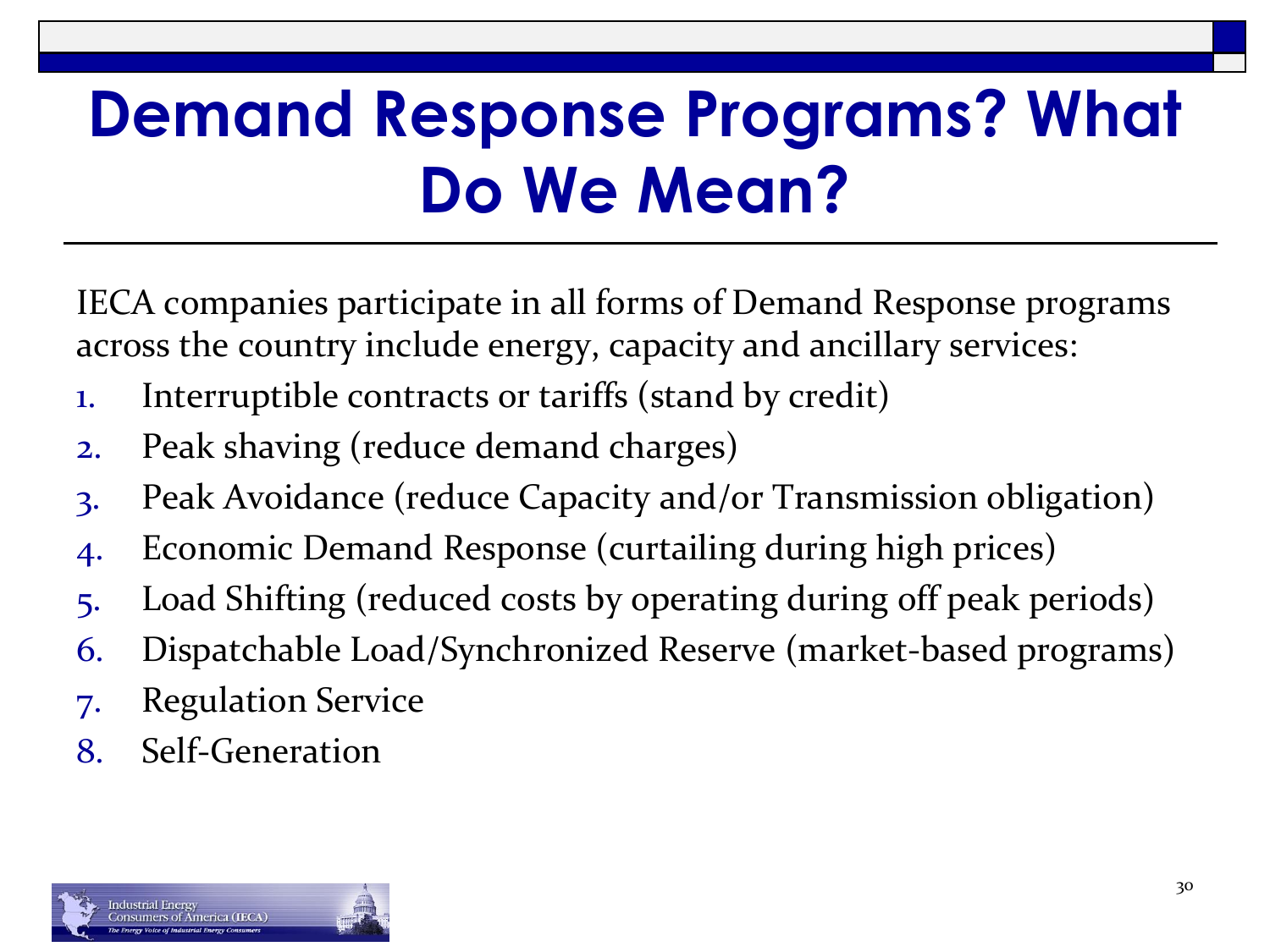# Demand Response Programs? What Do We Mean?

IECA companies participate in all forms of Demand Response programs across the country include energy, capacity and ancillary services:

1. Interruptible contracts or tariffs (stand by credit)
2. Peak shaving (reduce demand charges)
3. Peak Avoidance (reduce Capacity and/or Transmission obligation)
4. Economic Demand Response (curtailing during high prices)
5. Load Shifting (reduced costs by operating during off peak periods)
6. Dispatchable Load/Synchronized Reserve (market-based programs)
7. Regulation Service
8. Self-Generation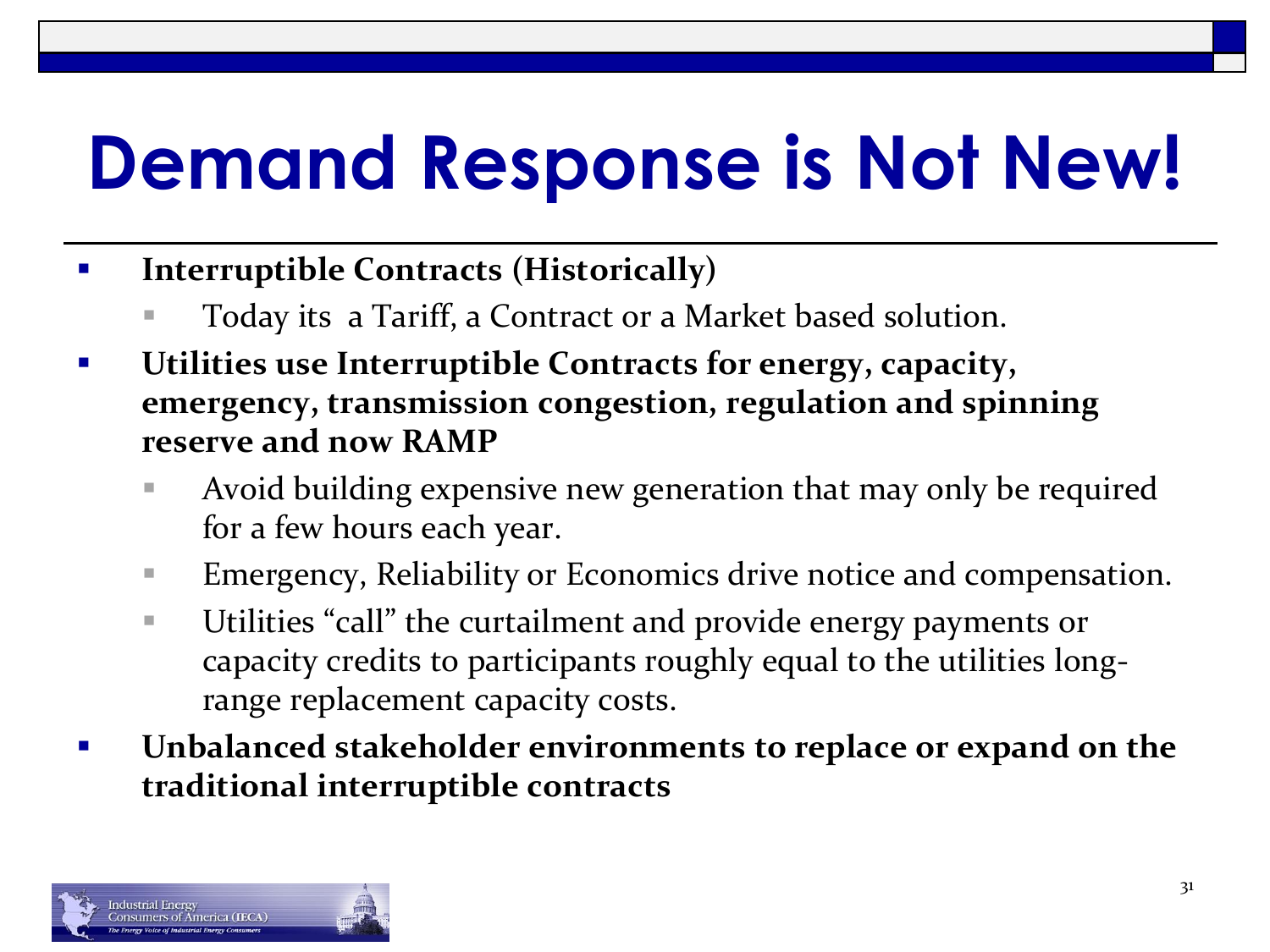# Demand Response is Not New!

- **Interruptible Contracts (Historically)**
  - Today its  a Tariff, a Contract or a Market based solution.
- **Utilities use Interruptible Contracts for energy, capacity, emergency, transmission congestion, regulation and spinning reserve and now RAMP**
  - Avoid building expensive new generation that may only be required for a few hours each year.
  - Emergency, Reliability or Economics drive notice and compensation.
  - Utilities "call" the curtailment and provide energy payments or capacity credits to participants roughly equal to the utilities long-range replacement capacity costs.
- **Unbalanced stakeholder environments to replace or expand on the traditional interruptible contracts**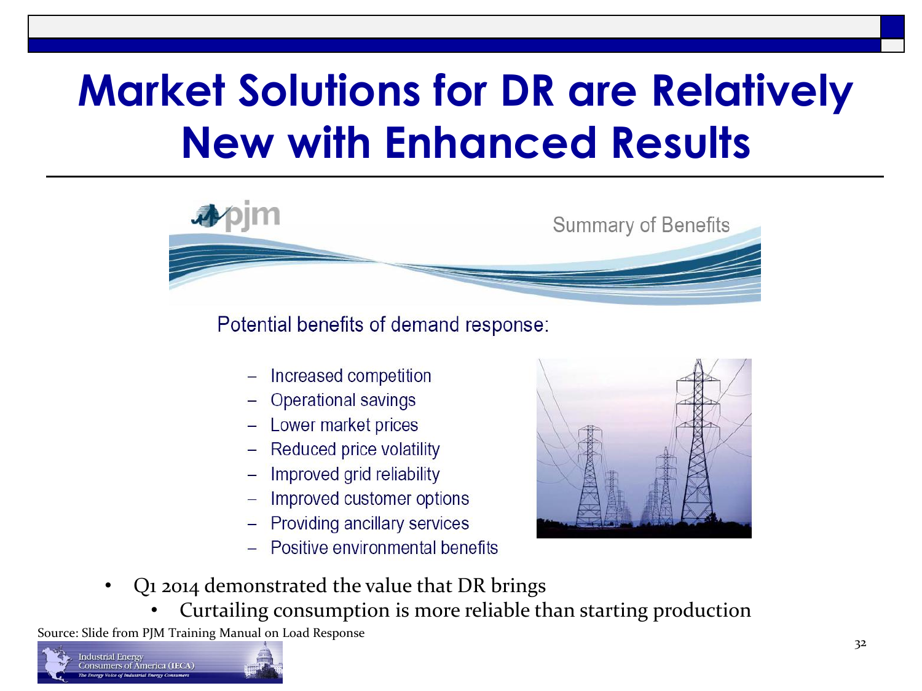# Market Solutions for DR are Relatively New with Enhanced Results

pjm

Summary of Benefits

Potential benefits of demand response:

- Increased competition
- Operational savings
- Lower market prices
- Reduced price volatility
- Improved grid reliability
- Improved customer options
- Providing ancillary services
- Positive environmental benefits

- Q1 2014 demonstrated the value that DR brings
  - Curtailing consumption is more reliable than starting production

Source: Slide from PJM Training Manual on Load Response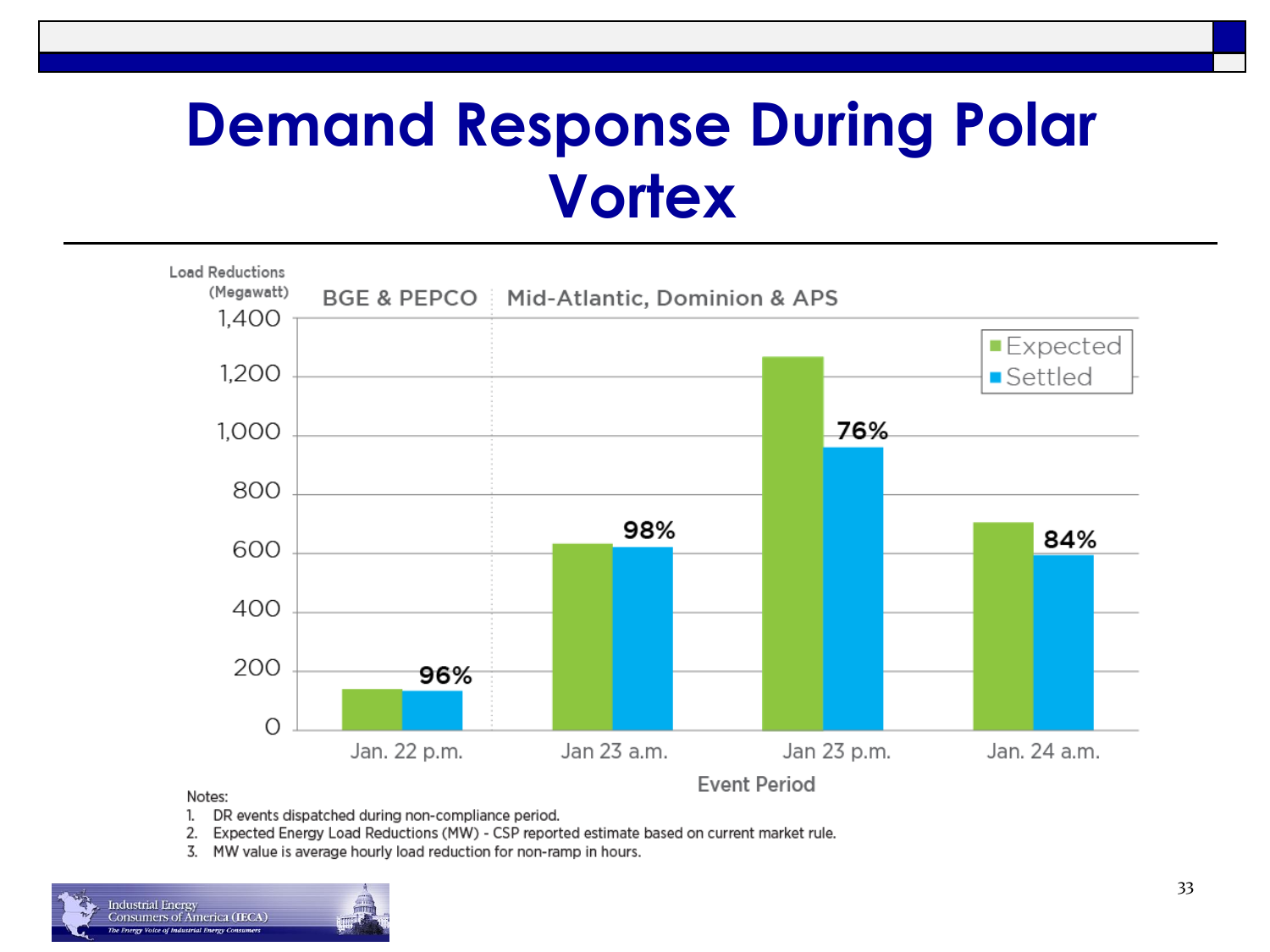# Demand Response During Polar Vortex

Load Reductions (Megawatt)

| Event Period | Region | Expected | Settled |
|---|---|---|---|
| Jan. 22 p.m. | BGE & PEPCO | | 96% |
| Jan 23 a.m. | Mid-Atlantic, Dominion & APS | | 98% |
| Jan 23 p.m. | Mid-Atlantic, Dominion & APS | | 76% |
| Jan. 24 a.m. | Mid-Atlantic, Dominion & APS | | 84% |

Notes:

1. DR events dispatched during non-compliance period.
2. Expected Energy Load Reductions (MW) - CSP reported estimate based on current market rule.
3. MW value is average hourly load reduction for non-ramp in hours.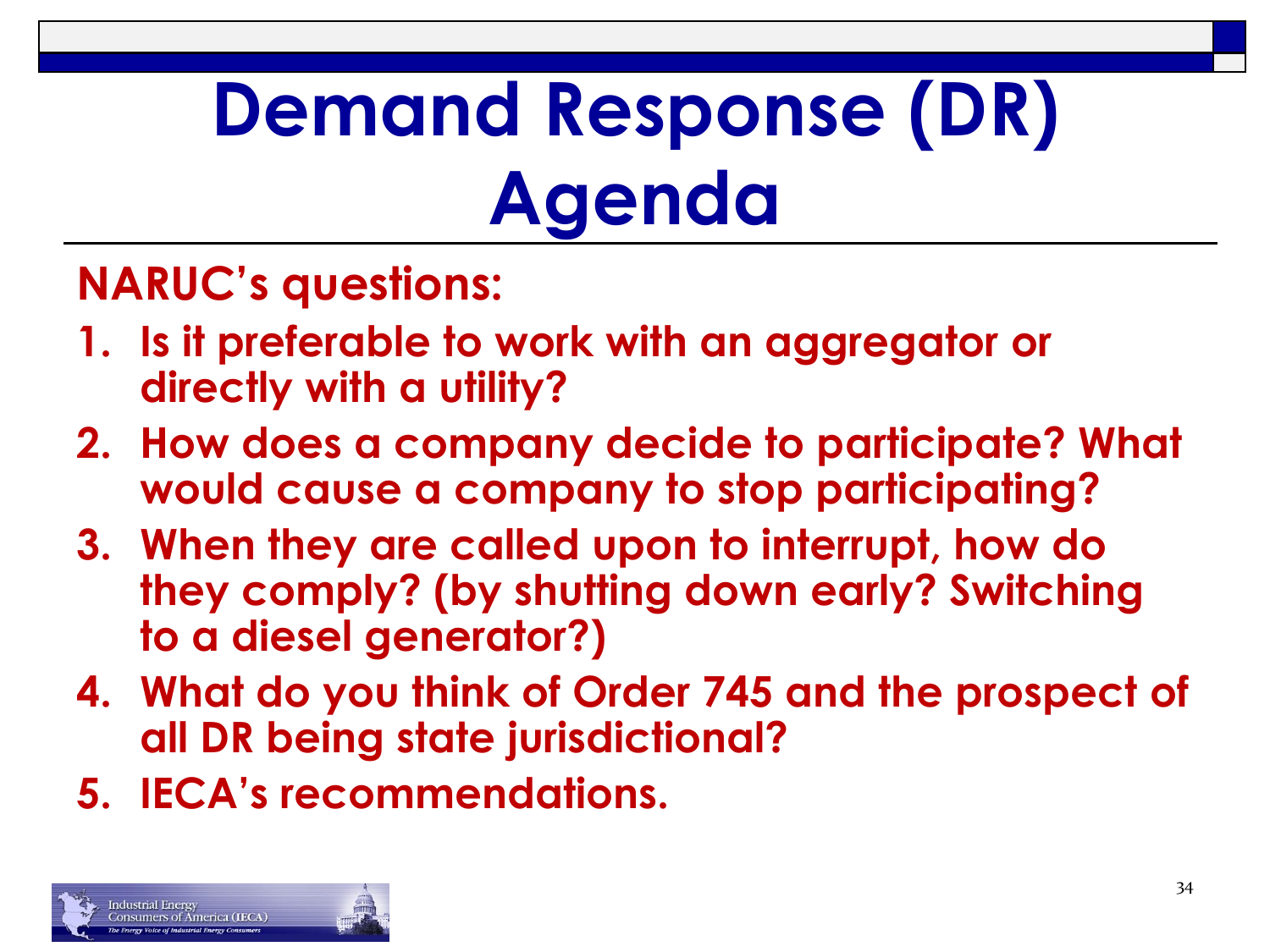# Demand Response (DR) Agenda

**NARUC's questions:**

1. **Is it preferable to work with an aggregator or directly with a utility?**
2. **How does a company decide to participate? What would cause a company to stop participating?**
3. **When they are called upon to interrupt, how do they comply? (by shutting down early? Switching to a diesel generator?)**
4. **What do you think of Order 745 and the prospect of all DR being state jurisdictional?**
5. **IECA's recommendations.**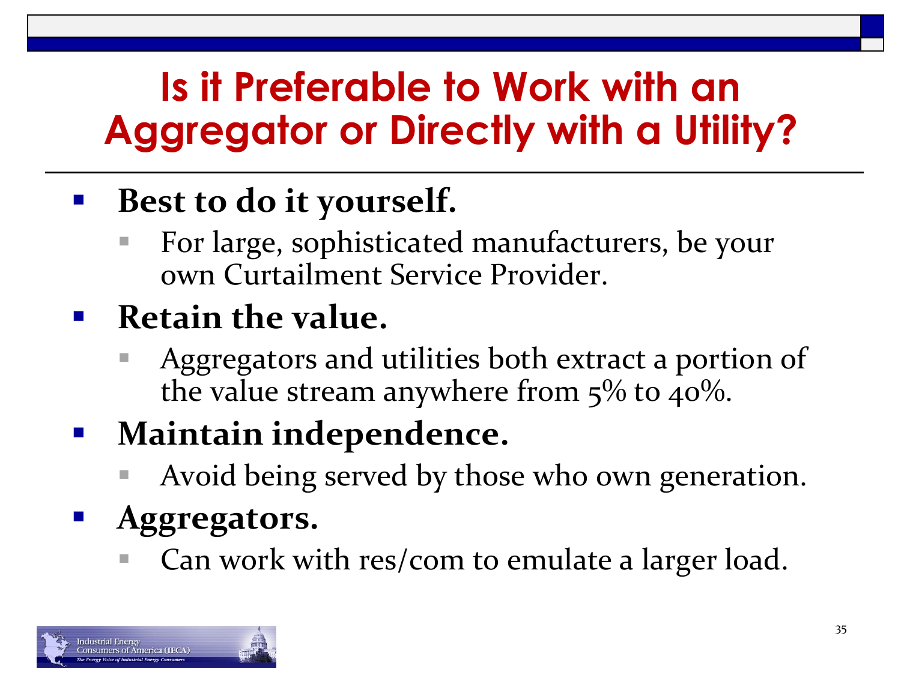# Is it Preferable to Work with an Aggregator or Directly with a Utility?

- **Best to do it yourself.**
  - For large, sophisticated manufacturers, be your own Curtailment Service Provider.
- **Retain the value.**
  - Aggregators and utilities both extract a portion of the value stream anywhere from 5% to 40%.
- **Maintain independence.**
  - Avoid being served by those who own generation.
- **Aggregators.**
  - Can work with res/com to emulate a larger load.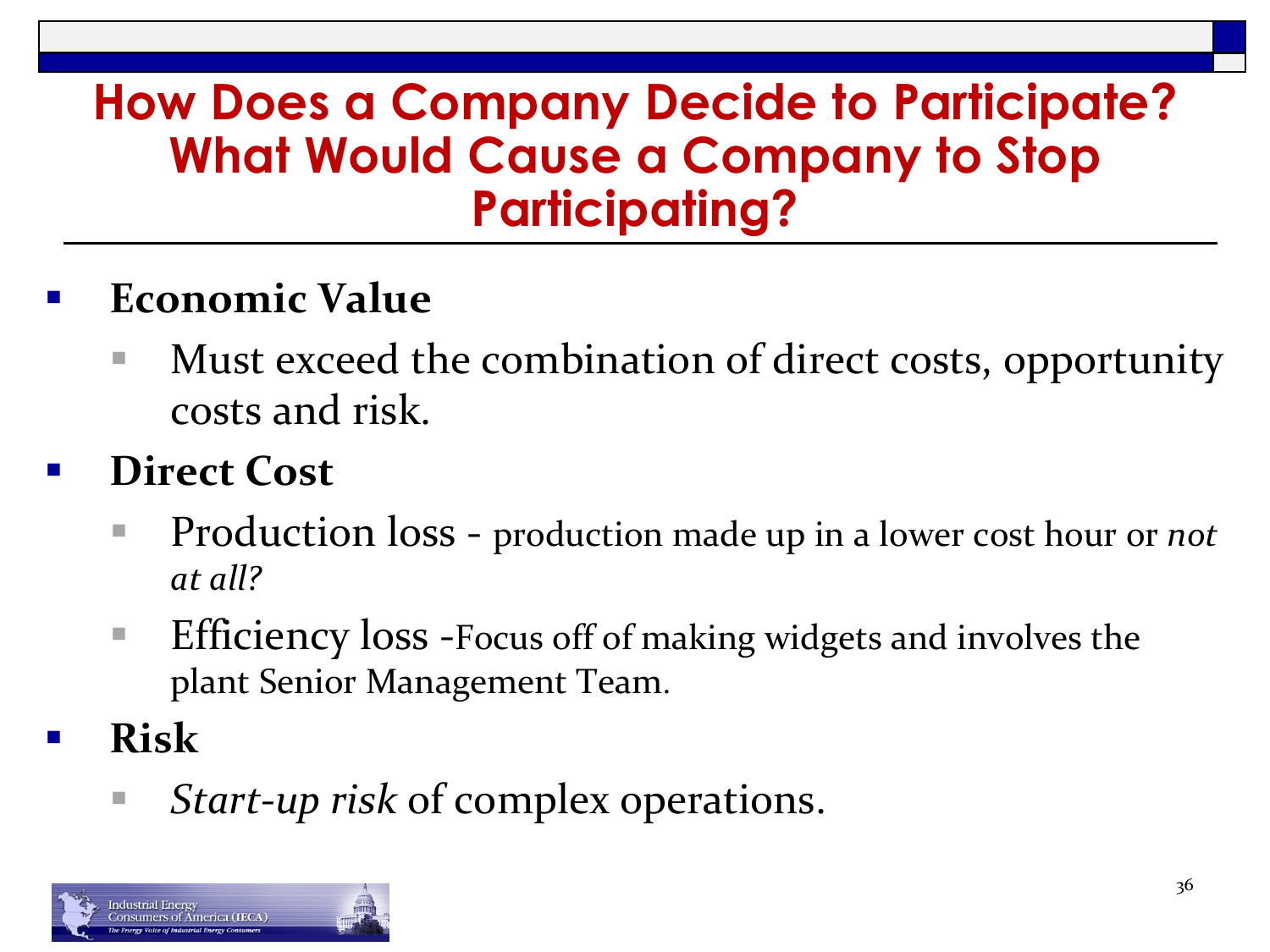# How Does a Company Decide to Participate? What Would Cause a Company to Stop Participating?

- **Economic Value**
  - Must exceed the combination of direct costs, opportunity costs and risk.
- **Direct Cost**
  - Production loss - production made up in a lower cost hour or *not at all?*
  - Efficiency loss -Focus off of making widgets and involves the plant Senior Management Team.
- **Risk**
  - *Start-up risk* of complex operations.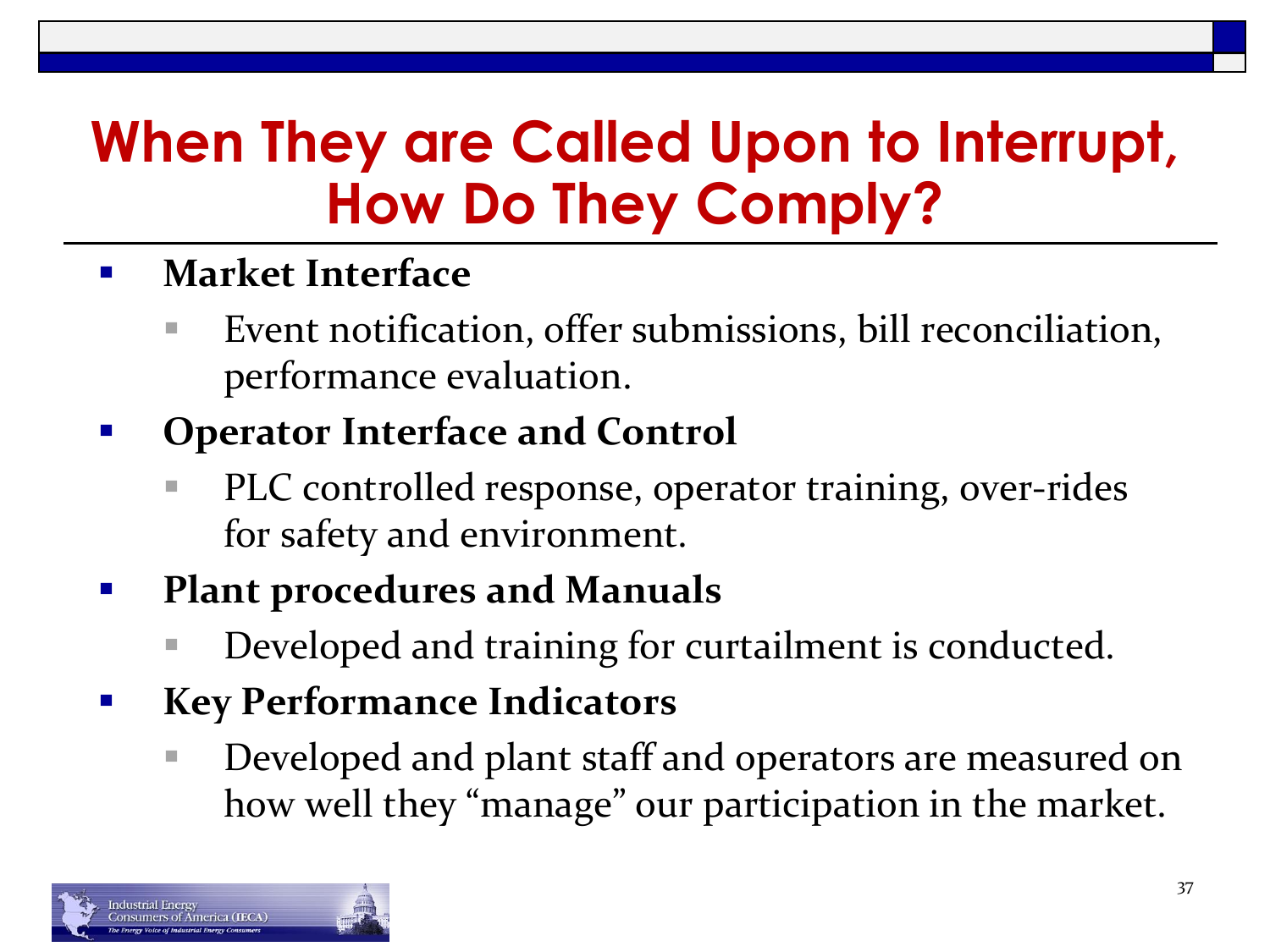# When They are Called Upon to Interrupt, How Do They Comply?

- **Market Interface**
  - Event notification, offer submissions, bill reconciliation, performance evaluation.
- **Operator Interface and Control**
  - PLC controlled response, operator training, over-rides for safety and environment.
- **Plant procedures and Manuals**
  - Developed and training for curtailment is conducted.
- **Key Performance Indicators**
  - Developed and plant staff and operators are measured on how well they "manage" our participation in the market.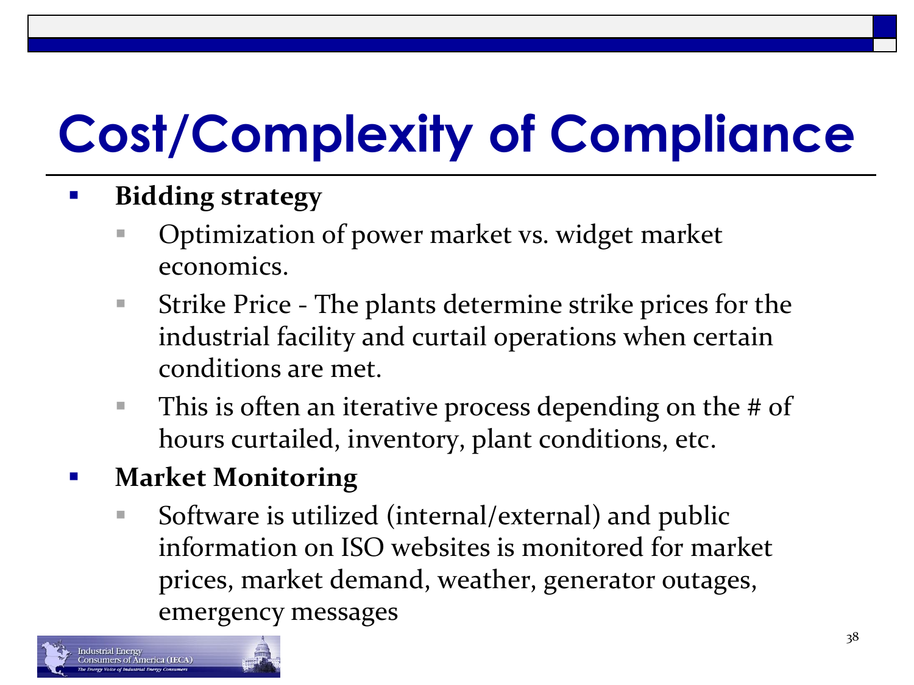# Cost/Complexity of Compliance

- **Bidding strategy**
  - Optimization of power market vs. widget market economics.
  - Strike Price - The plants determine strike prices for the industrial facility and curtail operations when certain conditions are met.
  - This is often an iterative process depending on the # of hours curtailed, inventory, plant conditions, etc.
- **Market Monitoring**
  - Software is utilized (internal/external) and public information on ISO websites is monitored for market prices, market demand, weather, generator outages, emergency messages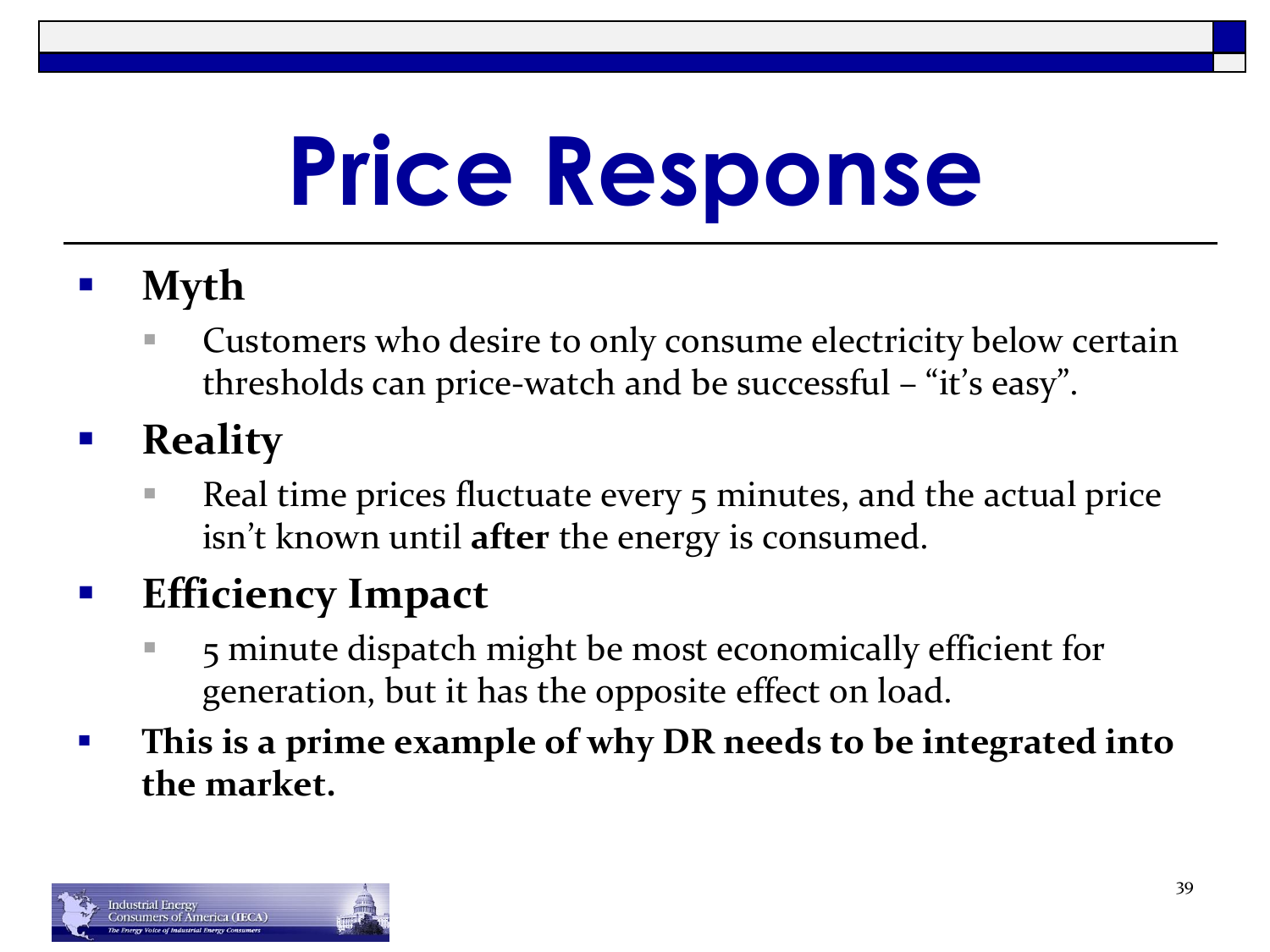# Price Response

- **Myth**
  - Customers who desire to only consume electricity below certain thresholds can price-watch and be successful – "it's easy".
- **Reality**
  - Real time prices fluctuate every 5 minutes, and the actual price isn't known until **after** the energy is consumed.
- **Efficiency Impact**
  - 5 minute dispatch might be most economically efficient for generation, but it has the opposite effect on load.
- **This is a prime example of why DR needs to be integrated into the market.**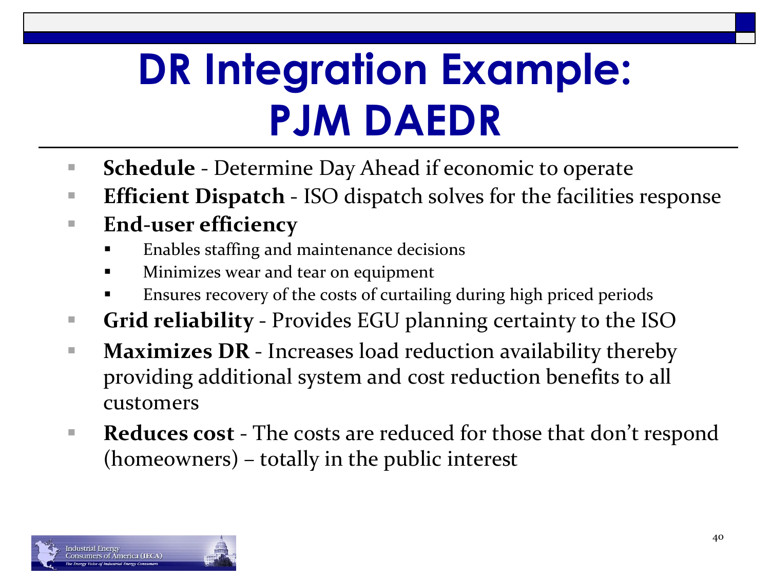# DR Integration Example: PJM DAEDR

- **Schedule** - Determine Day Ahead if economic to operate
- **Efficient Dispatch** - ISO dispatch solves for the facilities response
- **End-user efficiency**
  - Enables staffing and maintenance decisions
  - Minimizes wear and tear on equipment
  - Ensures recovery of the costs of curtailing during high priced periods
- **Grid reliability** - Provides EGU planning certainty to the ISO
- **Maximizes DR** - Increases load reduction availability thereby providing additional system and cost reduction benefits to all customers
- **Reduces cost** - The costs are reduced for those that don't respond (homeowners) – totally in the public interest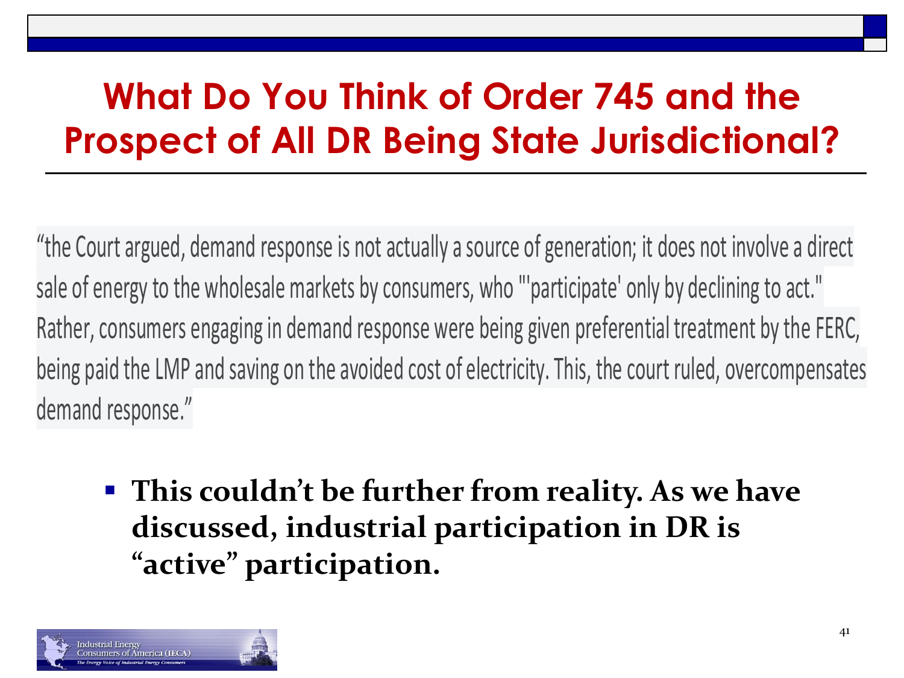# What Do You Think of Order 745 and the Prospect of All DR Being State Jurisdictional?

"the Court argued, demand response is not actually a source of generation; it does not involve a direct sale of energy to the wholesale markets by consumers, who "'participate' only by declining to act." Rather, consumers engaging in demand response were being given preferential treatment by the FERC, being paid the LMP and saving on the avoided cost of electricity. This, the court ruled, overcompensates demand response."

- **This couldn't be further from reality. As we have discussed, industrial participation in DR is "active" participation.**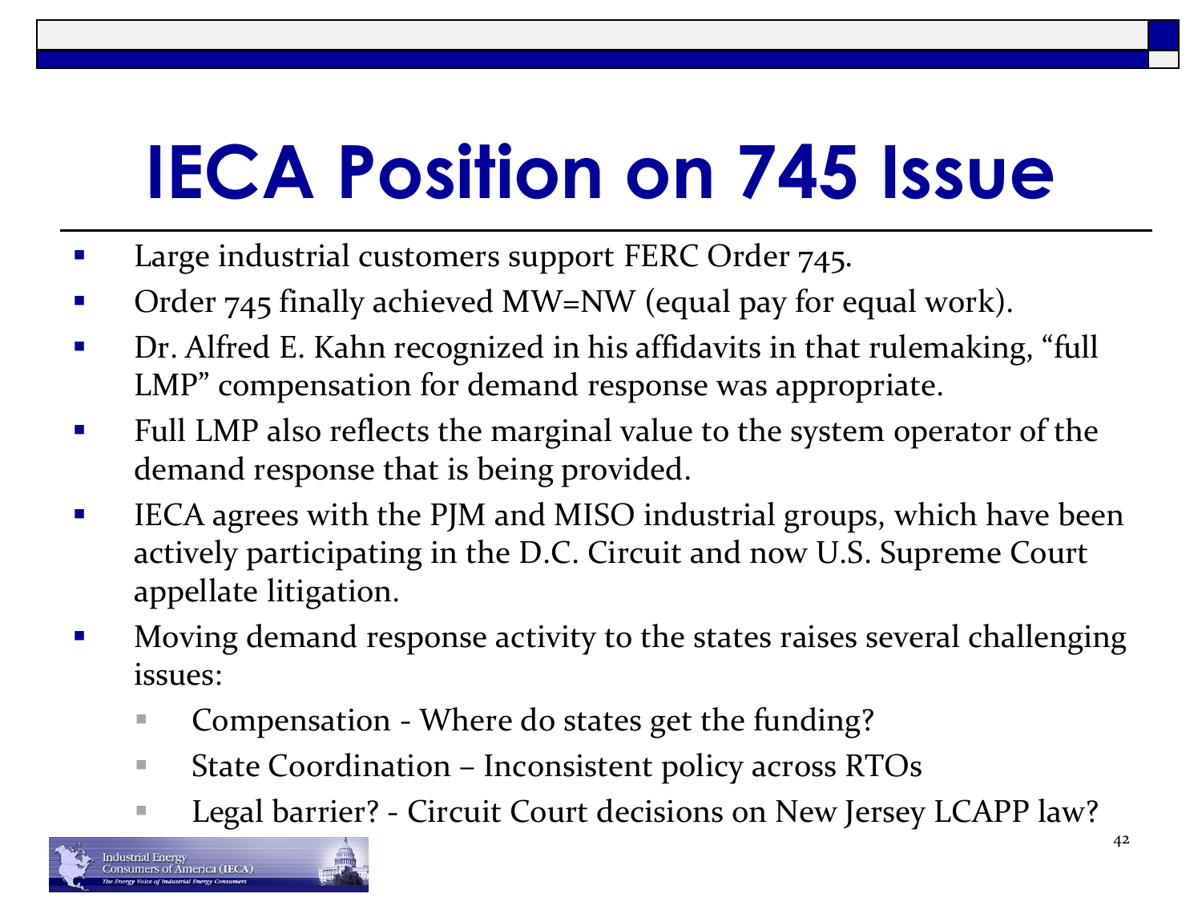# IECA Position on 745 Issue

- Large industrial customers support FERC Order 745.
- Order 745 finally achieved MW=NW (equal pay for equal work).
- Dr. Alfred E. Kahn recognized in his affidavits in that rulemaking, “full LMP” compensation for demand response was appropriate.
- Full LMP also reflects the marginal value to the system operator of the demand response that is being provided.
- IECA agrees with the PJM and MISO industrial groups, which have been actively participating in the D.C. Circuit and now U.S. Supreme Court appellate litigation.
- Moving demand response activity to the states raises several challenging issues:
  - Compensation - Where do states get the funding?
  - State Coordination – Inconsistent policy across RTOs
  - Legal barrier? - Circuit Court decisions on New Jersey LCAPP law?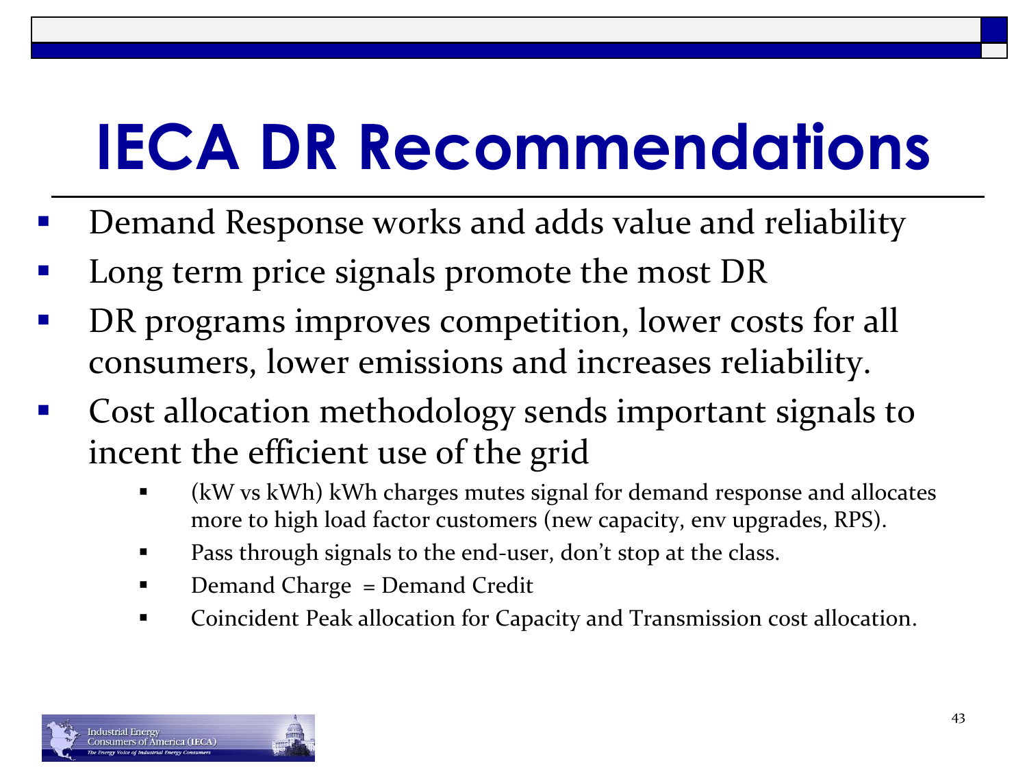# IECA DR Recommendations

- Demand Response works and adds value and reliability
- Long term price signals promote the most DR
- DR programs improves competition, lower costs for all consumers, lower emissions and increases reliability.
- Cost allocation methodology sends important signals to incent the efficient use of the grid
  - (kW vs kWh) kWh charges mutes signal for demand response and allocates more to high load factor customers (new capacity, env upgrades, RPS).
  - Pass through signals to the end-user, don't stop at the class.
  - Demand Charge = Demand Credit
  - Coincident Peak allocation for Capacity and Transmission cost allocation.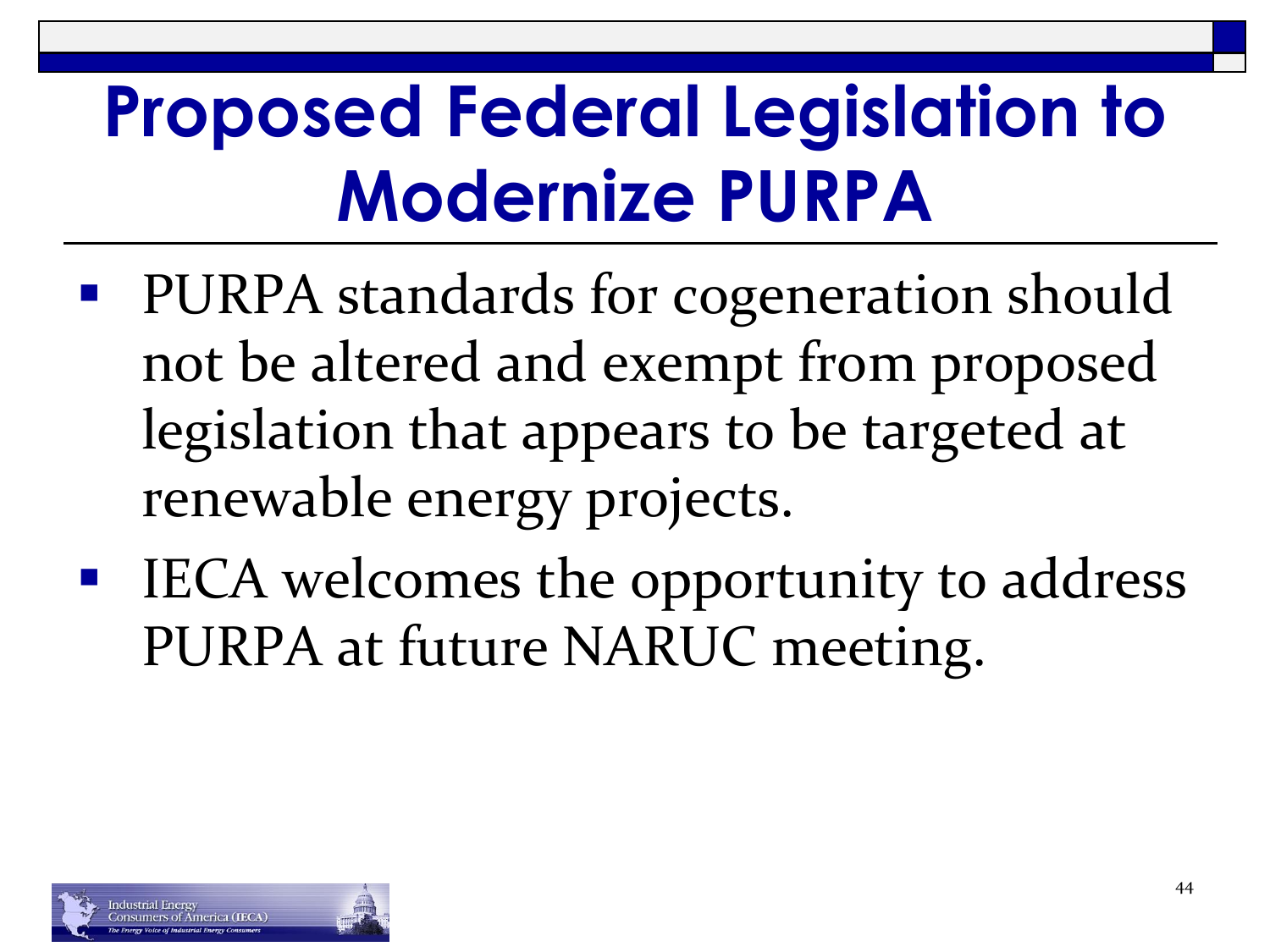# Proposed Federal Legislation to Modernize PURPA

- PURPA standards for cogeneration should not be altered and exempt from proposed legislation that appears to be targeted at renewable energy projects.
- IECA welcomes the opportunity to address PURPA at future NARUC meeting.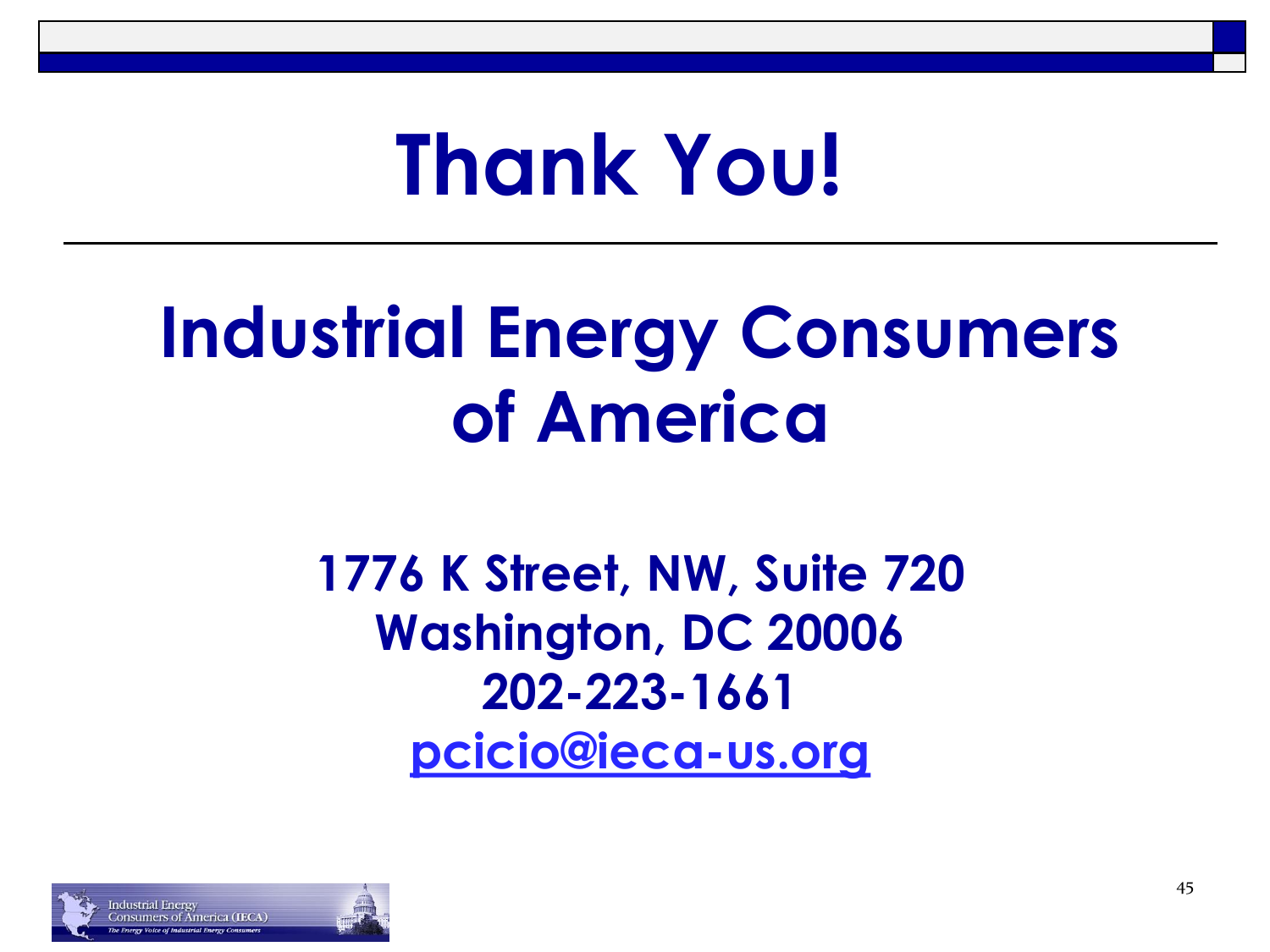# Thank You!

---

## Industrial Energy Consumers of America

**1776 K Street, NW, Suite 720**
**Washington, DC 20006**
**202-223-1661**
**pcicio@ieca-us.org**